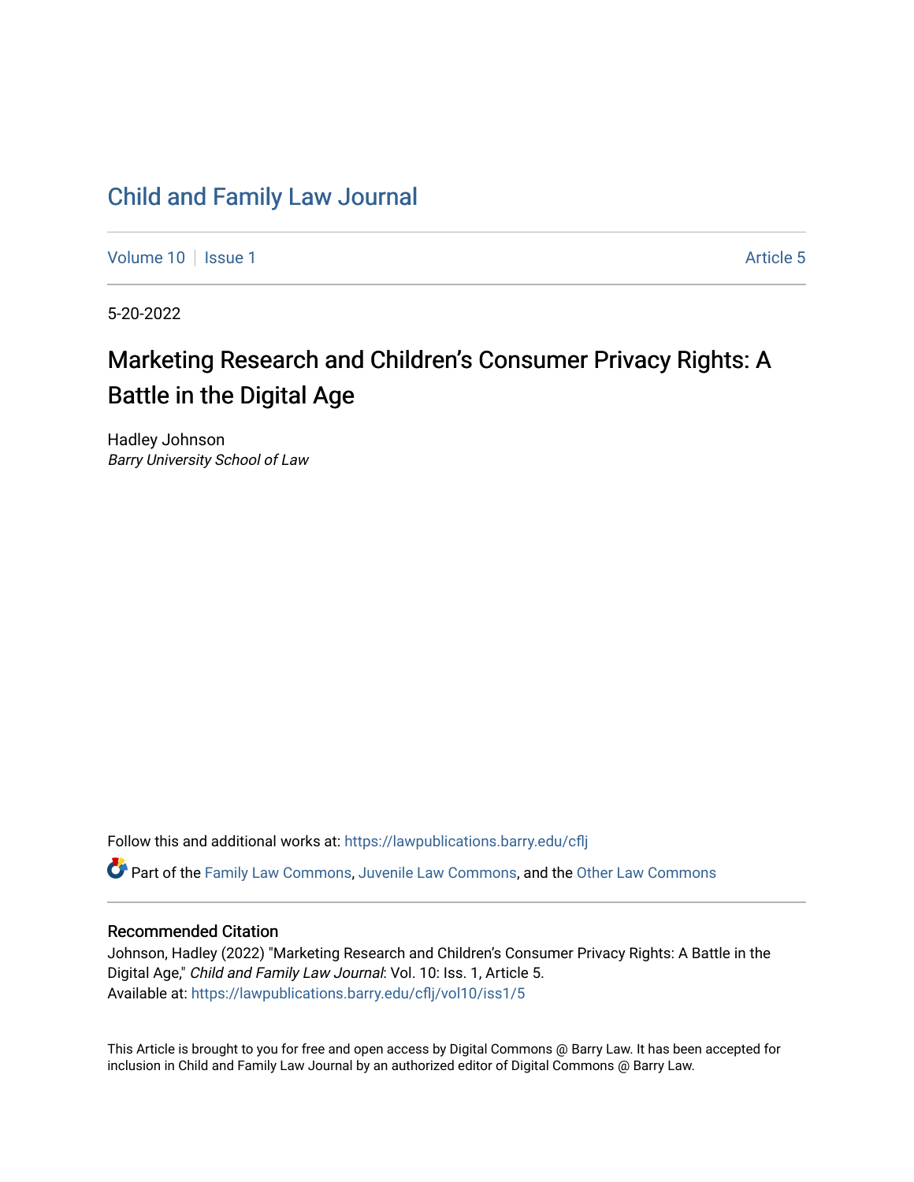# Child and Family Law Journal

Volume 10 | Issue 1 | Article 5

5-20-2022

## Marketing Research and Children's Consumer Privacy Rights: A Battle in the Digital Age

Hadley Johnson
*Barry University School of Law*

Follow this and additional works at: https://lawpublications.barry.edu/cflj

Part of the Family Law Commons, Juvenile Law Commons, and the Other Law Commons

### Recommended Citation

Johnson, Hadley (2022) "Marketing Research and Children's Consumer Privacy Rights: A Battle in the Digital Age," *Child and Family Law Journal*: Vol. 10: Iss. 1, Article 5.
Available at: https://lawpublications.barry.edu/cflj/vol10/iss1/5

This Article is brought to you for free and open access by Digital Commons @ Barry Law. It has been accepted for inclusion in Child and Family Law Journal by an authorized editor of Digital Commons @ Barry Law.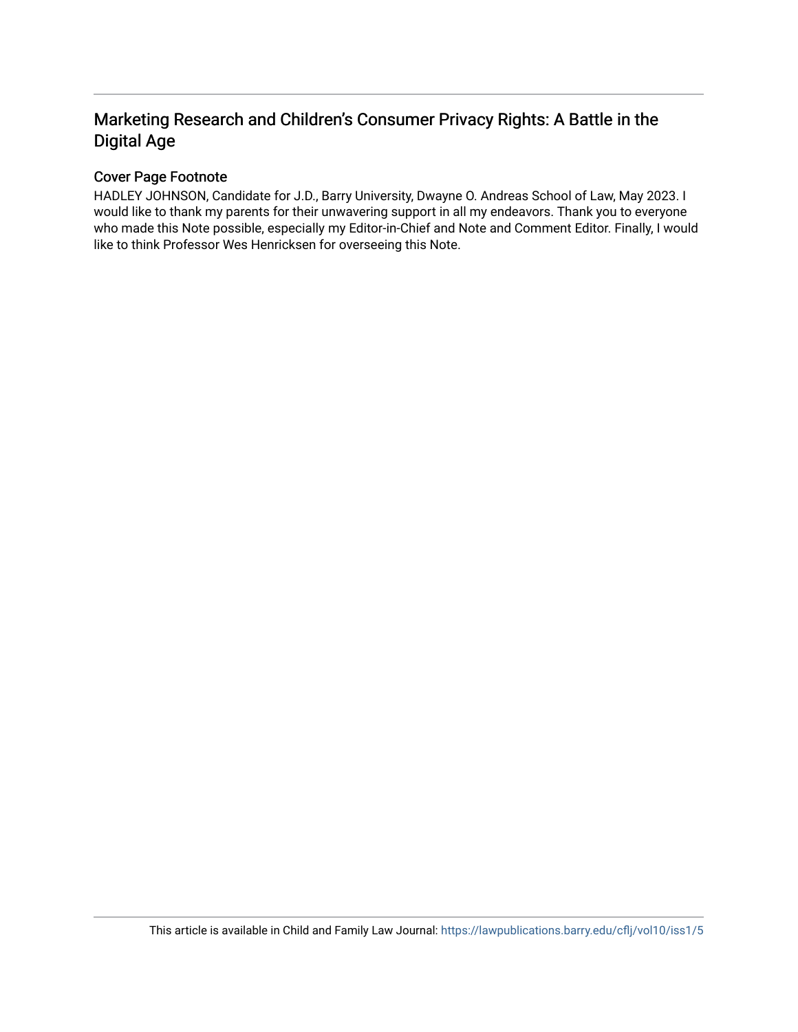## Marketing Research and Children's Consumer Privacy Rights: A Battle in the Digital Age

### Cover Page Footnote

HADLEY JOHNSON, Candidate for J.D., Barry University, Dwayne O. Andreas School of Law, May 2023. I would like to thank my parents for their unwavering support in all my endeavors. Thank you to everyone who made this Note possible, especially my Editor-in-Chief and Note and Comment Editor. Finally, I would like to think Professor Wes Henricksen for overseeing this Note.

This article is available in Child and Family Law Journal: https://lawpublications.barry.edu/cflj/vol10/iss1/5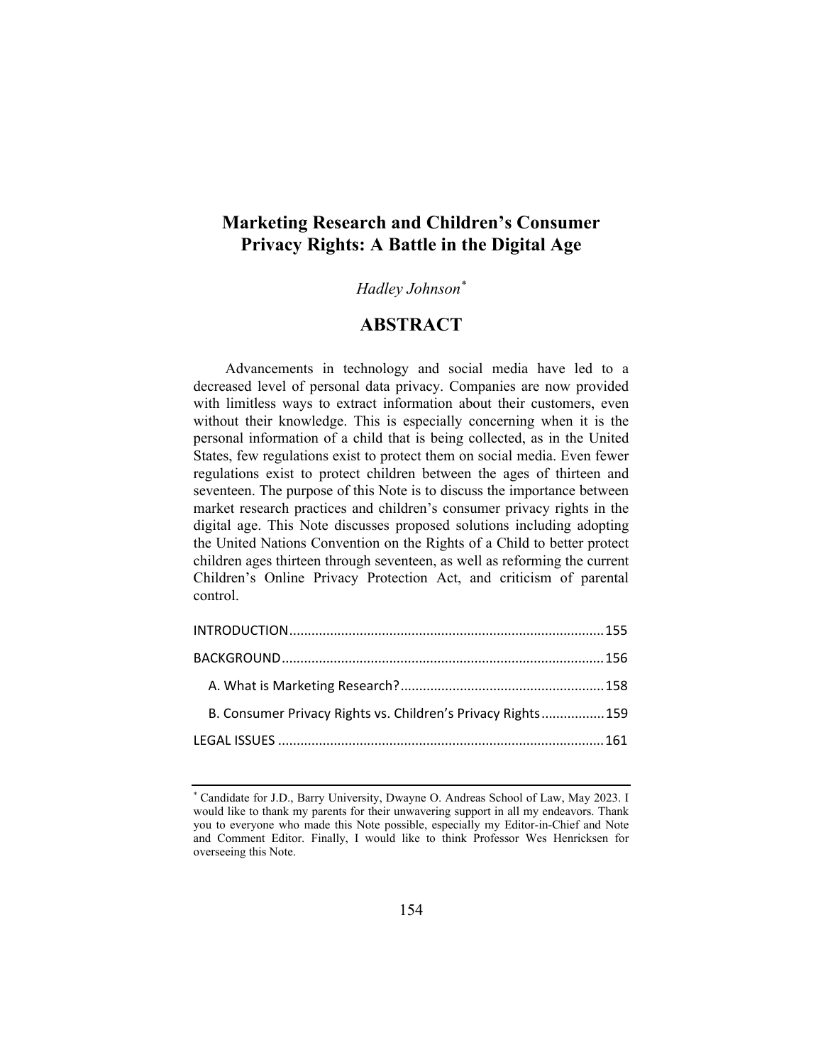# Marketing Research and Children's Consumer Privacy Rights: A Battle in the Digital Age

*Hadley Johnson*[*]

## ABSTRACT

Advancements in technology and social media have led to a decreased level of personal data privacy. Companies are now provided with limitless ways to extract information about their customers, even without their knowledge. This is especially concerning when it is the personal information of a child that is being collected, as in the United States, few regulations exist to protect them on social media. Even fewer regulations exist to protect children between the ages of thirteen and seventeen. The purpose of this Note is to discuss the importance between market research practices and children's consumer privacy rights in the digital age. This Note discusses proposed solutions including adopting the United Nations Convention on the Rights of a Child to better protect children ages thirteen through seventeen, as well as reforming the current Children's Online Privacy Protection Act, and criticism of parental control.

INTRODUCTION....................................................................................155

BACKGROUND......................................................................................156

- A. What is Marketing Research?......................................................158
- B. Consumer Privacy Rights vs. Children's Privacy Rights................159

LEGAL ISSUES .......................................................................................161

---

[*] Candidate for J.D., Barry University, Dwayne O. Andreas School of Law, May 2023. I would like to thank my parents for their unwavering support in all my endeavors. Thank you to everyone who made this Note possible, especially my Editor-in-Chief and Note and Comment Editor. Finally, I would like to think Professor Wes Henricksen for overseeing this Note.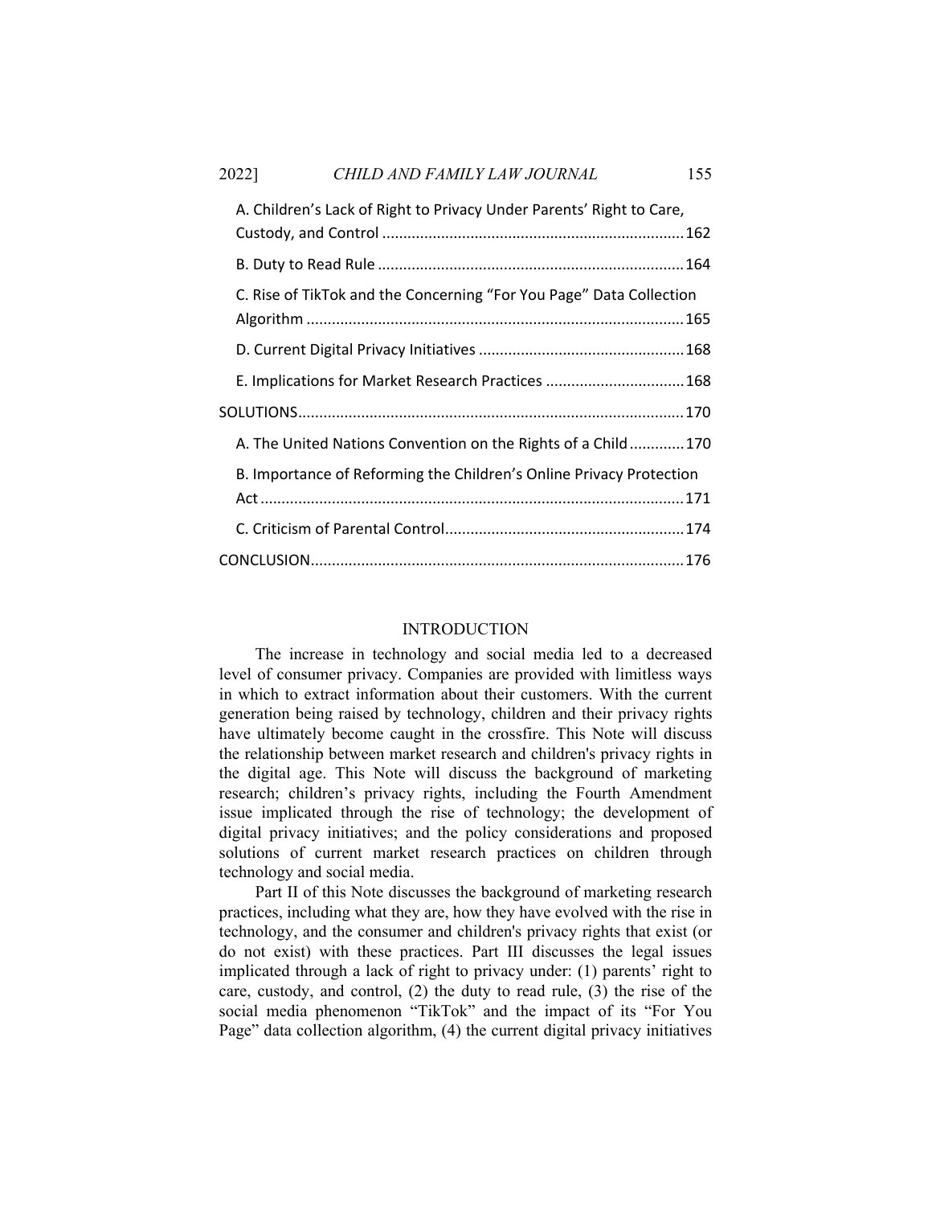A. Children's Lack of Right to Privacy Under Parents' Right to Care, Custody, and Control ........................................................................ 162

B. Duty to Read Rule ........................................................................ 164

C. Rise of TikTok and the Concerning "For You Page" Data Collection Algorithm ......................................................................................... 165

D. Current Digital Privacy Initiatives ................................................ 168

E. Implications for Market Research Practices ................................ 168

SOLUTIONS ........................................................................................... 170

A. The United Nations Convention on the Rights of a Child ............ 170

B. Importance of Reforming the Children's Online Privacy Protection Act .................................................................................................... 171

C. Criticism of Parental Control ........................................................ 174

CONCLUSION ........................................................................................ 176

## INTRODUCTION

The increase in technology and social media led to a decreased level of consumer privacy. Companies are provided with limitless ways in which to extract information about their customers. With the current generation being raised by technology, children and their privacy rights have ultimately become caught in the crossfire. This Note will discuss the relationship between market research and children's privacy rights in the digital age. This Note will discuss the background of marketing research; children's privacy rights, including the Fourth Amendment issue implicated through the rise of technology; the development of digital privacy initiatives; and the policy considerations and proposed solutions of current market research practices on children through technology and social media.

Part II of this Note discusses the background of marketing research practices, including what they are, how they have evolved with the rise in technology, and the consumer and children's privacy rights that exist (or do not exist) with these practices. Part III discusses the legal issues implicated through a lack of right to privacy under: (1) parents' right to care, custody, and control, (2) the duty to read rule, (3) the rise of the social media phenomenon "TikTok" and the impact of its "For You Page" data collection algorithm, (4) the current digital privacy initiatives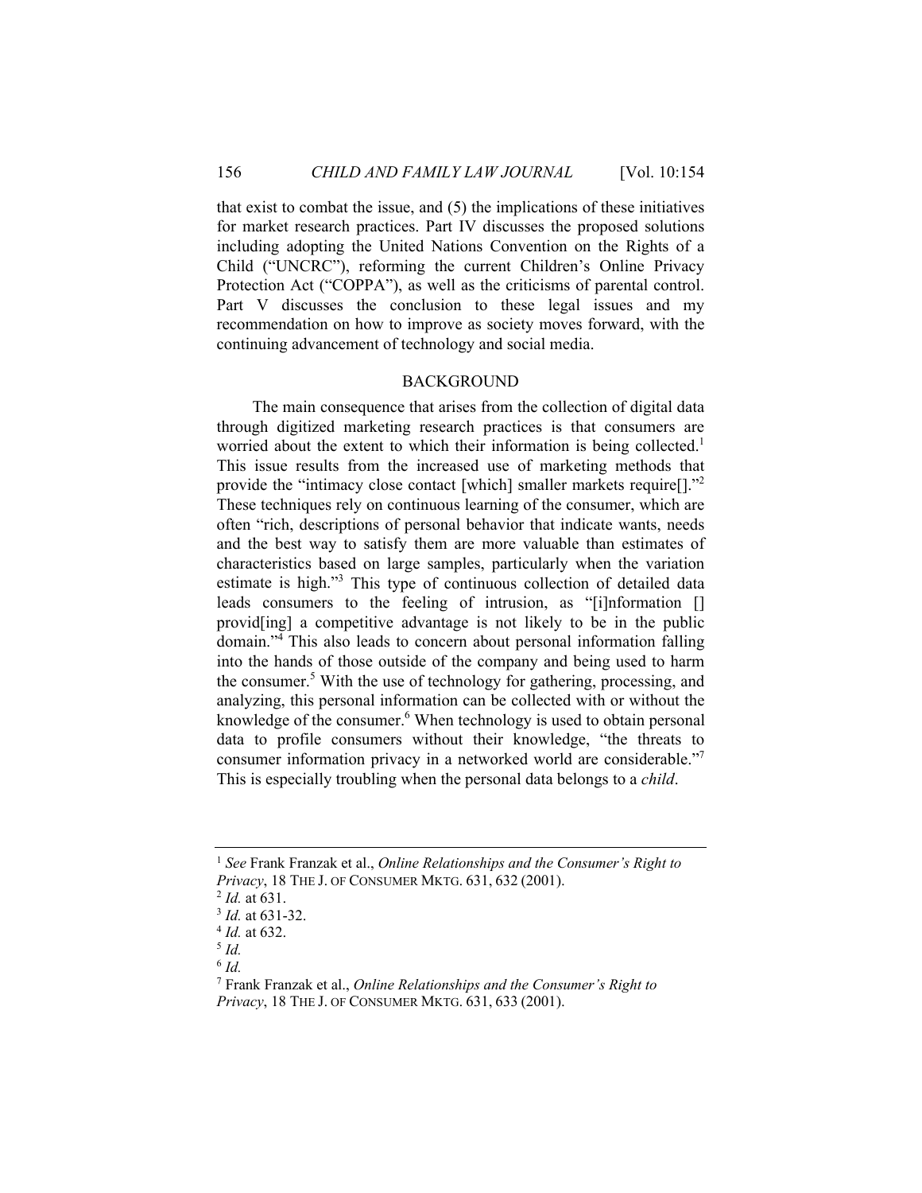that exist to combat the issue, and (5) the implications of these initiatives for market research practices. Part IV discusses the proposed solutions including adopting the United Nations Convention on the Rights of a Child ("UNCRC"), reforming the current Children's Online Privacy Protection Act ("COPPA"), as well as the criticisms of parental control. Part V discusses the conclusion to these legal issues and my recommendation on how to improve as society moves forward, with the continuing advancement of technology and social media.

## BACKGROUND

The main consequence that arises from the collection of digital data through digitized marketing research practices is that consumers are worried about the extent to which their information is being collected.[1] This issue results from the increased use of marketing methods that provide the "intimacy close contact [which] smaller markets require[]."[2] These techniques rely on continuous learning of the consumer, which are often "rich, descriptions of personal behavior that indicate wants, needs and the best way to satisfy them are more valuable than estimates of characteristics based on large samples, particularly when the variation estimate is high."[3] This type of continuous collection of detailed data leads consumers to the feeling of intrusion, as "[i]nformation [] provid[ing] a competitive advantage is not likely to be in the public domain."[4] This also leads to concern about personal information falling into the hands of those outside of the company and being used to harm the consumer.[5] With the use of technology for gathering, processing, and analyzing, this personal information can be collected with or without the knowledge of the consumer.[6] When technology is used to obtain personal data to profile consumers without their knowledge, "the threats to consumer information privacy in a networked world are considerable."[7] This is especially troubling when the personal data belongs to a *child*.

---

[1] *See* Frank Franzak et al., *Online Relationships and the Consumer's Right to Privacy*, 18 THE J. OF CONSUMER MKTG. 631, 632 (2001).

[2] *Id.* at 631.

[3] *Id.* at 631-32.

[4] *Id.* at 632.

[5] *Id.*

[6] *Id.*

[7] Frank Franzak et al., *Online Relationships and the Consumer's Right to Privacy*, 18 THE J. OF CONSUMER MKTG. 631, 633 (2001).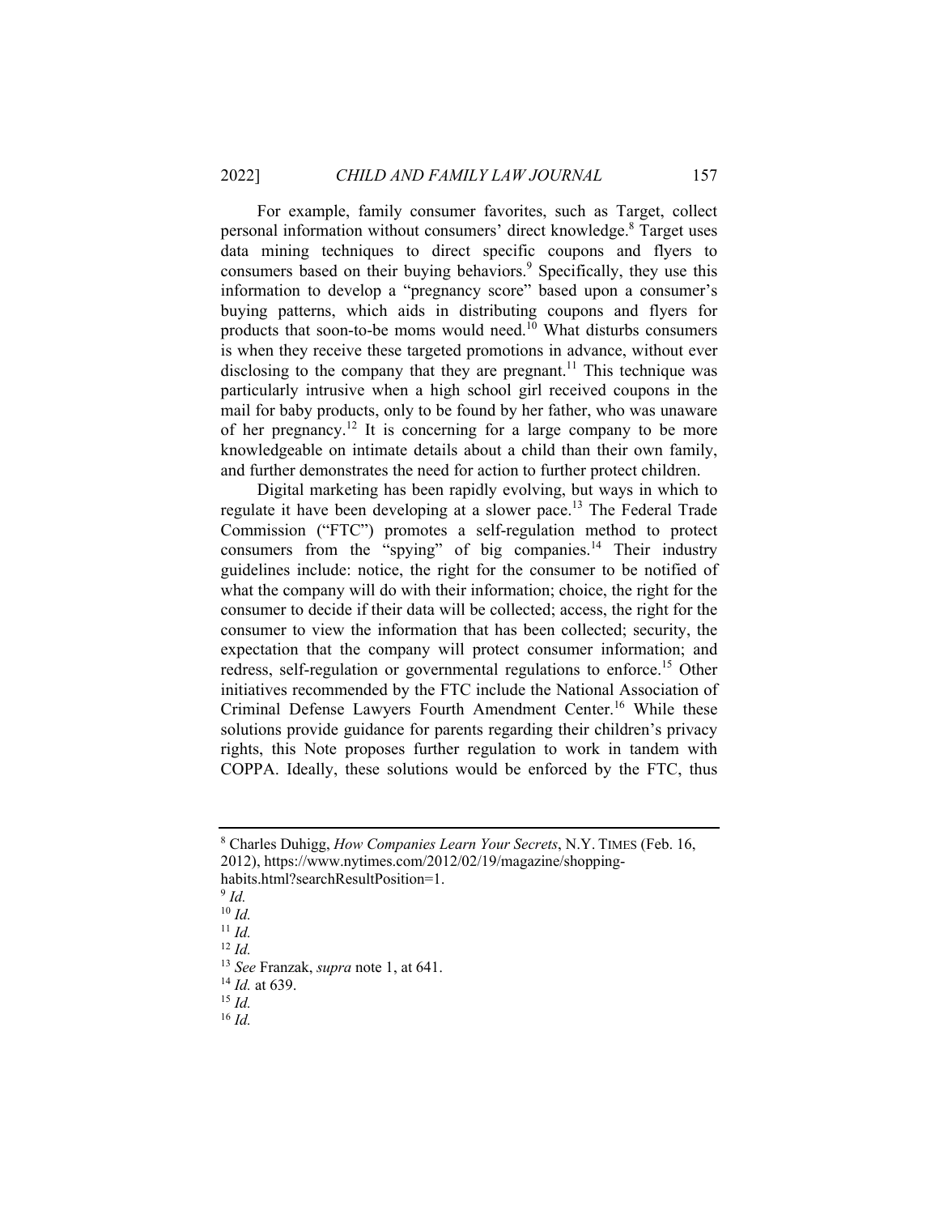For example, family consumer favorites, such as Target, collect personal information without consumers' direct knowledge.[8] Target uses data mining techniques to direct specific coupons and flyers to consumers based on their buying behaviors.[9] Specifically, they use this information to develop a "pregnancy score" based upon a consumer's buying patterns, which aids in distributing coupons and flyers for products that soon-to-be moms would need.[10] What disturbs consumers is when they receive these targeted promotions in advance, without ever disclosing to the company that they are pregnant.[11] This technique was particularly intrusive when a high school girl received coupons in the mail for baby products, only to be found by her father, who was unaware of her pregnancy.[12] It is concerning for a large company to be more knowledgeable on intimate details about a child than their own family, and further demonstrates the need for action to further protect children.

Digital marketing has been rapidly evolving, but ways in which to regulate it have been developing at a slower pace.[13] The Federal Trade Commission ("FTC") promotes a self-regulation method to protect consumers from the "spying" of big companies.[14] Their industry guidelines include: notice, the right for the consumer to be notified of what the company will do with their information; choice, the right for the consumer to decide if their data will be collected; access, the right for the consumer to view the information that has been collected; security, the expectation that the company will protect consumer information; and redress, self-regulation or governmental regulations to enforce.[15] Other initiatives recommended by the FTC include the National Association of Criminal Defense Lawyers Fourth Amendment Center.[16] While these solutions provide guidance for parents regarding their children's privacy rights, this Note proposes further regulation to work in tandem with COPPA. Ideally, these solutions would be enforced by the FTC, thus

---

[8] Charles Duhigg, *How Companies Learn Your Secrets*, N.Y. TIMES (Feb. 16, 2012), https://www.nytimes.com/2012/02/19/magazine/shopping-habits.html?searchResultPosition=1.

[9] *Id.*

[10] *Id.*

[11] *Id.*

[12] *Id.*

[13] *See* Franzak, *supra* note 1, at 641.

[14] *Id.* at 639.

[15] *Id.*

[16] *Id.*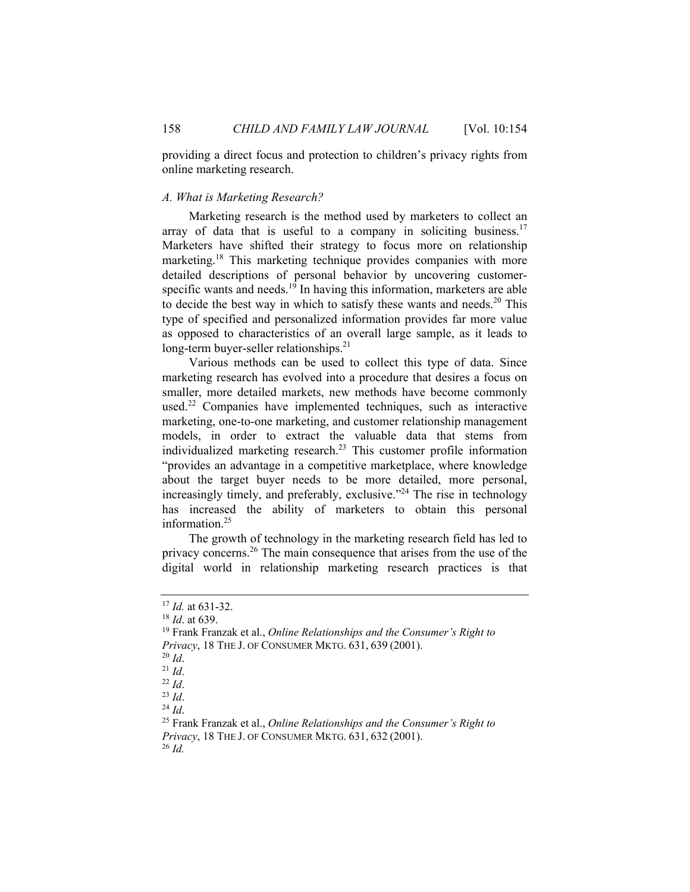providing a direct focus and protection to children's privacy rights from online marketing research.

### *A. What is Marketing Research?*

Marketing research is the method used by marketers to collect an array of data that is useful to a company in soliciting business.[17] Marketers have shifted their strategy to focus more on relationship marketing.[18] This marketing technique provides companies with more detailed descriptions of personal behavior by uncovering customer-specific wants and needs.[19] In having this information, marketers are able to decide the best way in which to satisfy these wants and needs.[20] This type of specified and personalized information provides far more value as opposed to characteristics of an overall large sample, as it leads to long-term buyer-seller relationships.[21]

Various methods can be used to collect this type of data. Since marketing research has evolved into a procedure that desires a focus on smaller, more detailed markets, new methods have become commonly used.[22] Companies have implemented techniques, such as interactive marketing, one-to-one marketing, and customer relationship management models, in order to extract the valuable data that stems from individualized marketing research.[23] This customer profile information "provides an advantage in a competitive marketplace, where knowledge about the target buyer needs to be more detailed, more personal, increasingly timely, and preferably, exclusive."[24] The rise in technology has increased the ability of marketers to obtain this personal information.[25]

The growth of technology in the marketing research field has led to privacy concerns.[26] The main consequence that arises from the use of the digital world in relationship marketing research practices is that

---

[17] *Id.* at 631-32.
[18] *Id*. at 639.
[19] Frank Franzak et al., *Online Relationships and the Consumer's Right to Privacy*, 18 THE J. OF CONSUMER MKTG. 631, 639 (2001).
[20] *Id*.
[21] *Id*.
[22] *Id*.
[23] *Id*.
[24] *Id*.
[25] Frank Franzak et al., *Online Relationships and the Consumer's Right to Privacy*, 18 THE J. OF CONSUMER MKTG. 631, 632 (2001).
[26] *Id.*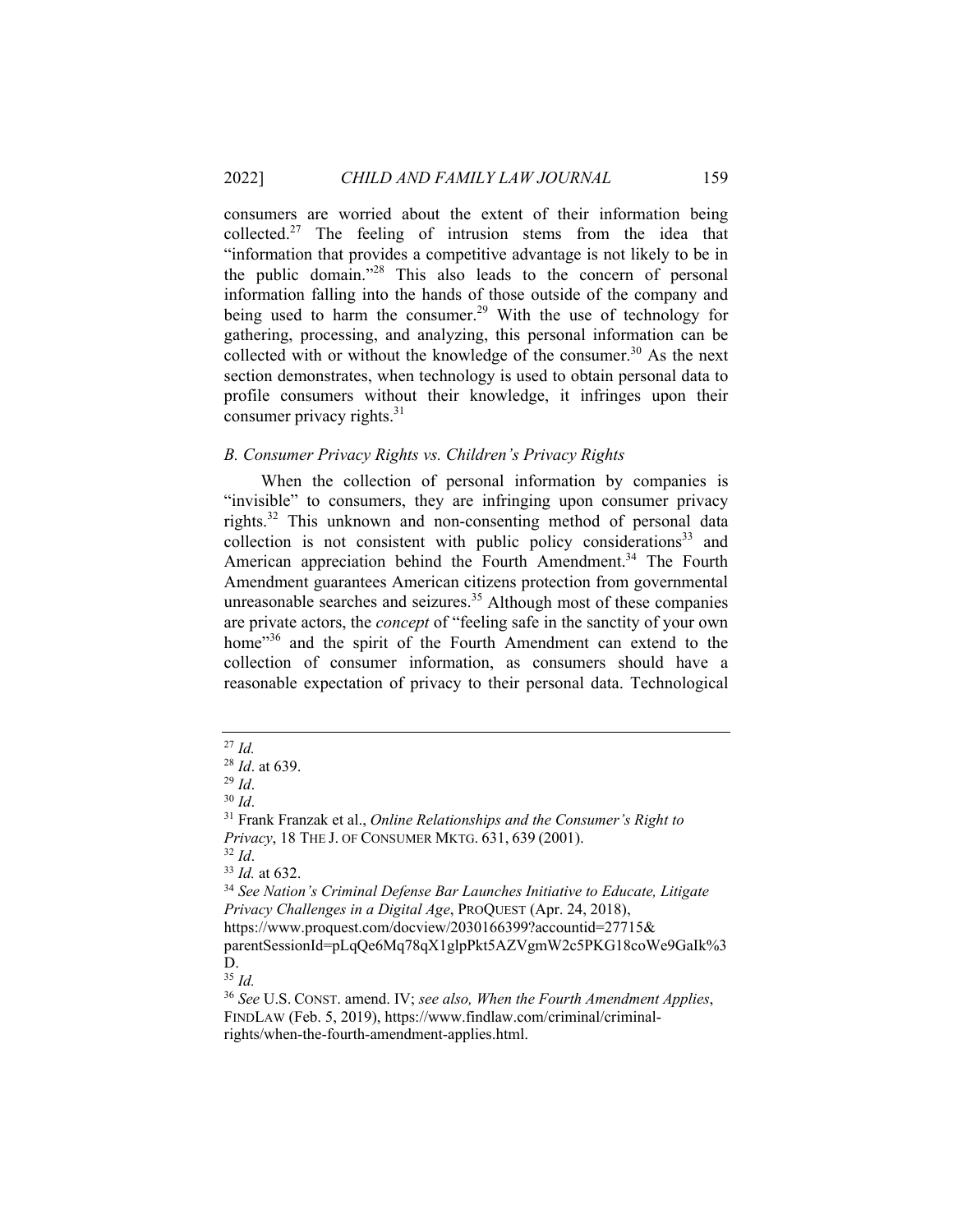consumers are worried about the extent of their information being collected.[27] The feeling of intrusion stems from the idea that "information that provides a competitive advantage is not likely to be in the public domain."[28] This also leads to the concern of personal information falling into the hands of those outside of the company and being used to harm the consumer.[29] With the use of technology for gathering, processing, and analyzing, this personal information can be collected with or without the knowledge of the consumer.[30] As the next section demonstrates, when technology is used to obtain personal data to profile consumers without their knowledge, it infringes upon their consumer privacy rights.[31]

### *B. Consumer Privacy Rights vs. Children's Privacy Rights*

When the collection of personal information by companies is "invisible" to consumers, they are infringing upon consumer privacy rights.[32] This unknown and non-consenting method of personal data collection is not consistent with public policy considerations[33] and American appreciation behind the Fourth Amendment.[34] The Fourth Amendment guarantees American citizens protection from governmental unreasonable searches and seizures.[35] Although most of these companies are private actors, the *concept* of "feeling safe in the sanctity of your own home"[36] and the spirit of the Fourth Amendment can extend to the collection of consumer information, as consumers should have a reasonable expectation of privacy to their personal data. Technological

---

[27] *Id.*

[28] *Id*. at 639.

[29] *Id*.

[30] *Id*.

[31] Frank Franzak et al., *Online Relationships and the Consumer's Right to Privacy*, 18 THE J. OF CONSUMER MKTG. 631, 639 (2001).

[32] *Id*.

[33] *Id.* at 632.

[34] *See Nation's Criminal Defense Bar Launches Initiative to Educate, Litigate Privacy Challenges in a Digital Age*, PROQUEST (Apr. 24, 2018), https://www.proquest.com/docview/2030166399?accountid=27715&parentSessionId=pLqQe6Mq78qX1glpPkt5AZVgmW2c5PKG18coWe9GaIk%3D.

[35] *Id.*

[36] *See* U.S. CONST. amend. IV; *see also, When the Fourth Amendment Applies*, FINDLAW (Feb. 5, 2019), https://www.findlaw.com/criminal/criminal-rights/when-the-fourth-amendment-applies.html.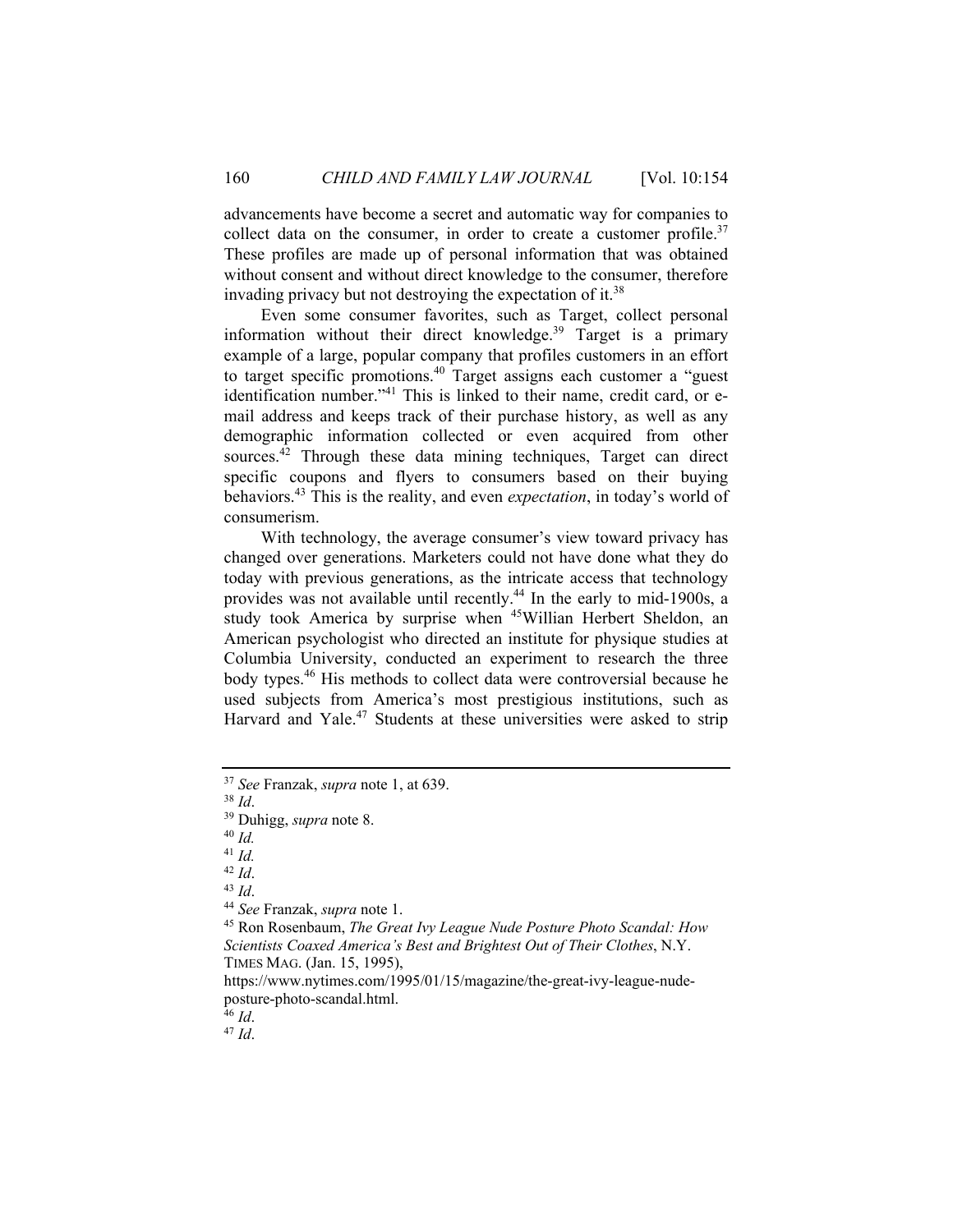advancements have become a secret and automatic way for companies to collect data on the consumer, in order to create a customer profile.[37] These profiles are made up of personal information that was obtained without consent and without direct knowledge to the consumer, therefore invading privacy but not destroying the expectation of it.[38]

Even some consumer favorites, such as Target, collect personal information without their direct knowledge.[39] Target is a primary example of a large, popular company that profiles customers in an effort to target specific promotions.[40] Target assigns each customer a "guest identification number."[41] This is linked to their name, credit card, or e-mail address and keeps track of their purchase history, as well as any demographic information collected or even acquired from other sources.[42] Through these data mining techniques, Target can direct specific coupons and flyers to consumers based on their buying behaviors.[43] This is the reality, and even *expectation*, in today's world of consumerism.

With technology, the average consumer's view toward privacy has changed over generations. Marketers could not have done what they do today with previous generations, as the intricate access that technology provides was not available until recently.[44] In the early to mid-1900s, a study took America by surprise when [45]Willian Herbert Sheldon, an American psychologist who directed an institute for physique studies at Columbia University, conducted an experiment to research the three body types.[46] His methods to collect data were controversial because he used subjects from America's most prestigious institutions, such as Harvard and Yale.[47] Students at these universities were asked to strip

---

[37] *See* Franzak, *supra* note 1, at 639.

[38] *Id*.

[39] Duhigg, *supra* note 8.

[40] *Id.*

[41] *Id.*

[42] *Id*.

[43] *Id*.

[44] *See* Franzak, *supra* note 1.

[45] Ron Rosenbaum, *The Great Ivy League Nude Posture Photo Scandal: How Scientists Coaxed America's Best and Brightest Out of Their Clothes*, N.Y. TIMES MAG. (Jan. 15, 1995), https://www.nytimes.com/1995/01/15/magazine/the-great-ivy-league-nude-posture-photo-scandal.html.

[46] *Id*.

[47] *Id*.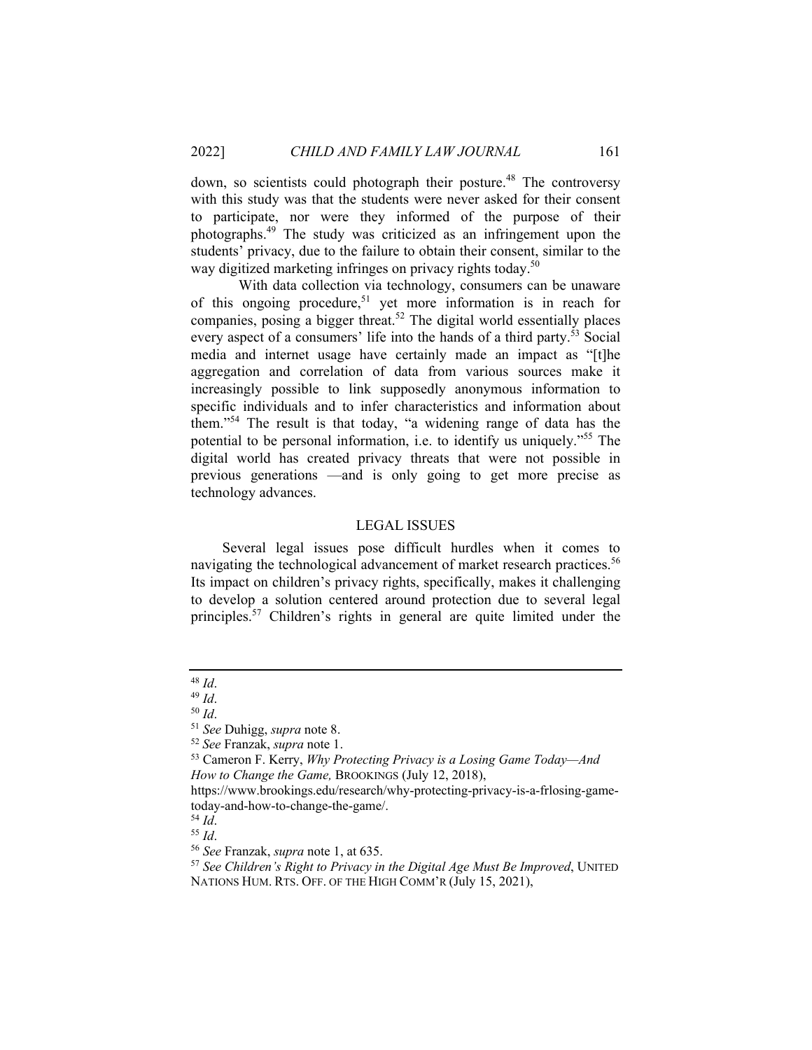down, so scientists could photograph their posture.[48] The controversy with this study was that the students were never asked for their consent to participate, nor were they informed of the purpose of their photographs.[49] The study was criticized as an infringement upon the students' privacy, due to the failure to obtain their consent, similar to the way digitized marketing infringes on privacy rights today.[50]

With data collection via technology, consumers can be unaware of this ongoing procedure,[51] yet more information is in reach for companies, posing a bigger threat.[52] The digital world essentially places every aspect of a consumers' life into the hands of a third party.[53] Social media and internet usage have certainly made an impact as "[t]he aggregation and correlation of data from various sources make it increasingly possible to link supposedly anonymous information to specific individuals and to infer characteristics and information about them."[54] The result is that today, "a widening range of data has the potential to be personal information, i.e. to identify us uniquely."[55] The digital world has created privacy threats that were not possible in previous generations —and is only going to get more precise as technology advances.

## LEGAL ISSUES

Several legal issues pose difficult hurdles when it comes to navigating the technological advancement of market research practices.[56] Its impact on children's privacy rights, specifically, makes it challenging to develop a solution centered around protection due to several legal principles.[57] Children's rights in general are quite limited under the

---

[48] *Id*.

[49] *Id*.

[50] *Id*.

[51] *See* Duhigg, *supra* note 8.

[52] *See* Franzak, *supra* note 1.

[53] Cameron F. Kerry, *Why Protecting Privacy is a Losing Game Today—And How to Change the Game,* BROOKINGS (July 12, 2018), https://www.brookings.edu/research/why-protecting-privacy-is-a-frlosing-game-today-and-how-to-change-the-game/.

[54] *Id*.

[55] *Id*.

[56] *See* Franzak, *supra* note 1, at 635.

[57] *See Children's Right to Privacy in the Digital Age Must Be Improved*, UNITED NATIONS HUM. RTS. OFF. OF THE HIGH COMM'R (July 15, 2021),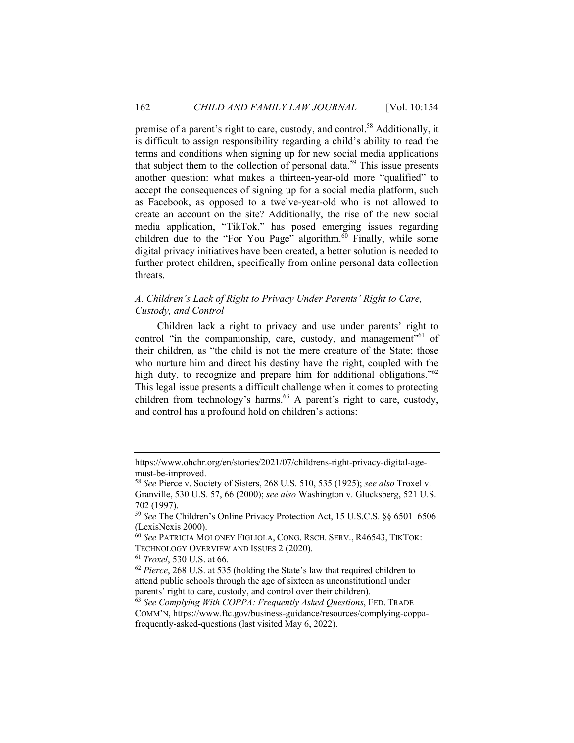premise of a parent's right to care, custody, and control.[58] Additionally, it is difficult to assign responsibility regarding a child's ability to read the terms and conditions when signing up for new social media applications that subject them to the collection of personal data.[59] This issue presents another question: what makes a thirteen-year-old more "qualified" to accept the consequences of signing up for a social media platform, such as Facebook, as opposed to a twelve-year-old who is not allowed to create an account on the site? Additionally, the rise of the new social media application, "TikTok," has posed emerging issues regarding children due to the "For You Page" algorithm.[60] Finally, while some digital privacy initiatives have been created, a better solution is needed to further protect children, specifically from online personal data collection threats.

### *A. Children's Lack of Right to Privacy Under Parents' Right to Care, Custody, and Control*

Children lack a right to privacy and use under parents' right to control "in the companionship, care, custody, and management"[61] of their children, as "the child is not the mere creature of the State; those who nurture him and direct his destiny have the right, coupled with the high duty, to recognize and prepare him for additional obligations."[62] This legal issue presents a difficult challenge when it comes to protecting children from technology's harms.[63] A parent's right to care, custody, and control has a profound hold on children's actions:

---

https://www.ohchr.org/en/stories/2021/07/childrens-right-privacy-digital-age-must-be-improved.

[58] *See* Pierce v. Society of Sisters, 268 U.S. 510, 535 (1925); *see also* Troxel v. Granville, 530 U.S. 57, 66 (2000); *see also* Washington v. Glucksberg, 521 U.S. 702 (1997).

[59] *See* The Children's Online Privacy Protection Act, 15 U.S.C.S. §§ 6501–6506 (LexisNexis 2000).

[60] *See* PATRICIA MOLONEY FIGLIOLA, CONG. RSCH. SERV., R46543, TIKTOK: TECHNOLOGY OVERVIEW AND ISSUES 2 (2020).

[61] *Troxel*, 530 U.S. at 66.

[62] *Pierce*, 268 U.S. at 535 (holding the State's law that required children to attend public schools through the age of sixteen as unconstitutional under parents' right to care, custody, and control over their children).

[63] *See Complying With COPPA: Frequently Asked Questions*, FED. TRADE COMM'N, https://www.ftc.gov/business-guidance/resources/complying-coppa-frequently-asked-questions (last visited May 6, 2022).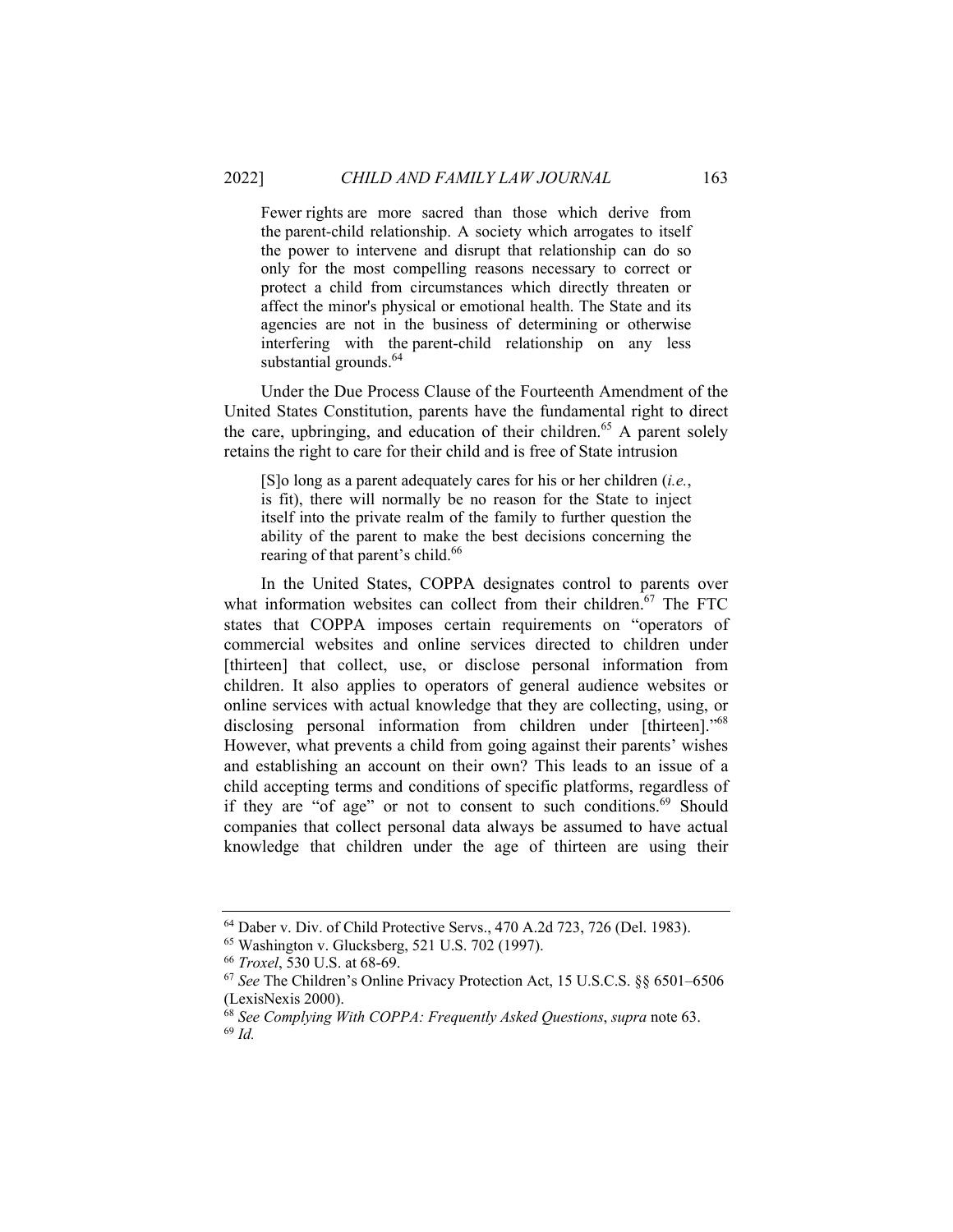> Fewer rights are more sacred than those which derive from the parent-child relationship. A society which arrogates to itself the power to intervene and disrupt that relationship can do so only for the most compelling reasons necessary to correct or protect a child from circumstances which directly threaten or affect the minor's physical or emotional health. The State and its agencies are not in the business of determining or otherwise interfering with the parent-child relationship on any less substantial grounds.[64]

Under the Due Process Clause of the Fourteenth Amendment of the United States Constitution, parents have the fundamental right to direct the care, upbringing, and education of their children.[65] A parent solely retains the right to care for their child and is free of State intrusion

> [S]o long as a parent adequately cares for his or her children (*i.e.*, is fit), there will normally be no reason for the State to inject itself into the private realm of the family to further question the ability of the parent to make the best decisions concerning the rearing of that parent's child.[66]

In the United States, COPPA designates control to parents over what information websites can collect from their children.[67] The FTC states that COPPA imposes certain requirements on "operators of commercial websites and online services directed to children under [thirteen] that collect, use, or disclose personal information from children. It also applies to operators of general audience websites or online services with actual knowledge that they are collecting, using, or disclosing personal information from children under [thirteen]."[68] However, what prevents a child from going against their parents' wishes and establishing an account on their own? This leads to an issue of a child accepting terms and conditions of specific platforms, regardless of if they are "of age" or not to consent to such conditions.[69] Should companies that collect personal data always be assumed to have actual knowledge that children under the age of thirteen are using their

---

[64] Daber v. Div. of Child Protective Servs., 470 A.2d 723, 726 (Del. 1983).

[65] Washington v. Glucksberg, 521 U.S. 702 (1997).

[66] *Troxel*, 530 U.S. at 68-69.

[67] *See* The Children's Online Privacy Protection Act, 15 U.S.C.S. §§ 6501–6506 (LexisNexis 2000).

[68] *See Complying With COPPA: Frequently Asked Questions*, *supra* note 63.

[69] *Id.*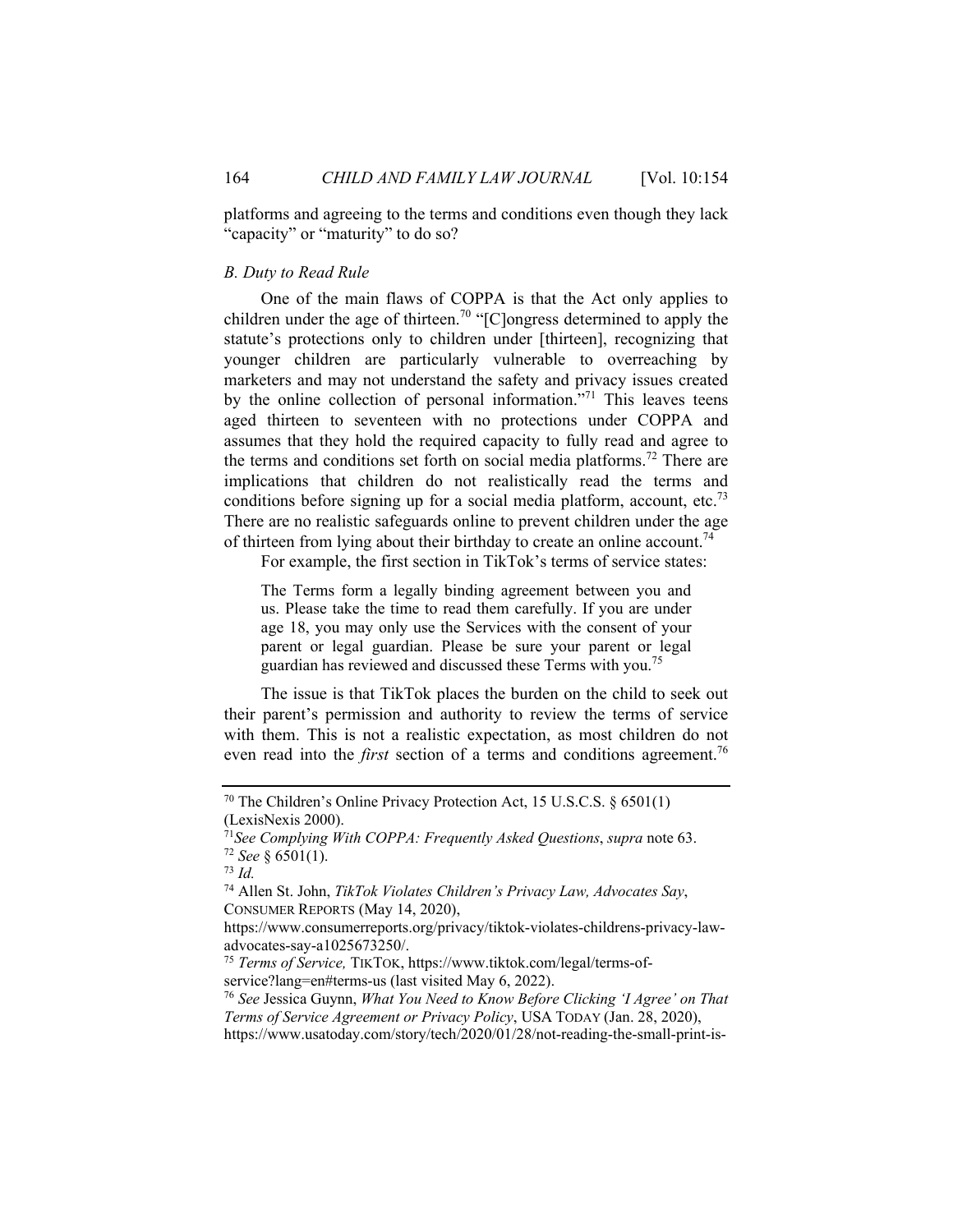platforms and agreeing to the terms and conditions even though they lack "capacity" or "maturity" to do so?

### *B. Duty to Read Rule*

One of the main flaws of COPPA is that the Act only applies to children under the age of thirteen.[70] "[C]ongress determined to apply the statute's protections only to children under [thirteen], recognizing that younger children are particularly vulnerable to overreaching by marketers and may not understand the safety and privacy issues created by the online collection of personal information."[71] This leaves teens aged thirteen to seventeen with no protections under COPPA and assumes that they hold the required capacity to fully read and agree to the terms and conditions set forth on social media platforms.[72] There are implications that children do not realistically read the terms and conditions before signing up for a social media platform, account, etc.[73] There are no realistic safeguards online to prevent children under the age of thirteen from lying about their birthday to create an online account.[74]

For example, the first section in TikTok's terms of service states:

> The Terms form a legally binding agreement between you and us. Please take the time to read them carefully. If you are under age 18, you may only use the Services with the consent of your parent or legal guardian. Please be sure your parent or legal guardian has reviewed and discussed these Terms with you.[75]

The issue is that TikTok places the burden on the child to seek out their parent's permission and authority to review the terms of service with them. This is not a realistic expectation, as most children do not even read into the *first* section of a terms and conditions agreement.[76]

---

[70] The Children's Online Privacy Protection Act, 15 U.S.C.S. § 6501(1) (LexisNexis 2000).

[71] *See Complying With COPPA: Frequently Asked Questions*, *supra* note 63.

[72] *See* § 6501(1).

[73] *Id.*

[74] Allen St. John, *TikTok Violates Children's Privacy Law, Advocates Say*, CONSUMER REPORTS (May 14, 2020), https://www.consumerreports.org/privacy/tiktok-violates-childrens-privacy-law-advocates-say-a1025673250/.

[75] *Terms of Service,* TIKTOK, https://www.tiktok.com/legal/terms-of-service?lang=en#terms-us (last visited May 6, 2022).

[76] *See* Jessica Guynn, *What You Need to Know Before Clicking 'I Agree' on That Terms of Service Agreement or Privacy Policy*, USA TODAY (Jan. 28, 2020), https://www.usatoday.com/story/tech/2020/01/28/not-reading-the-small-print-is-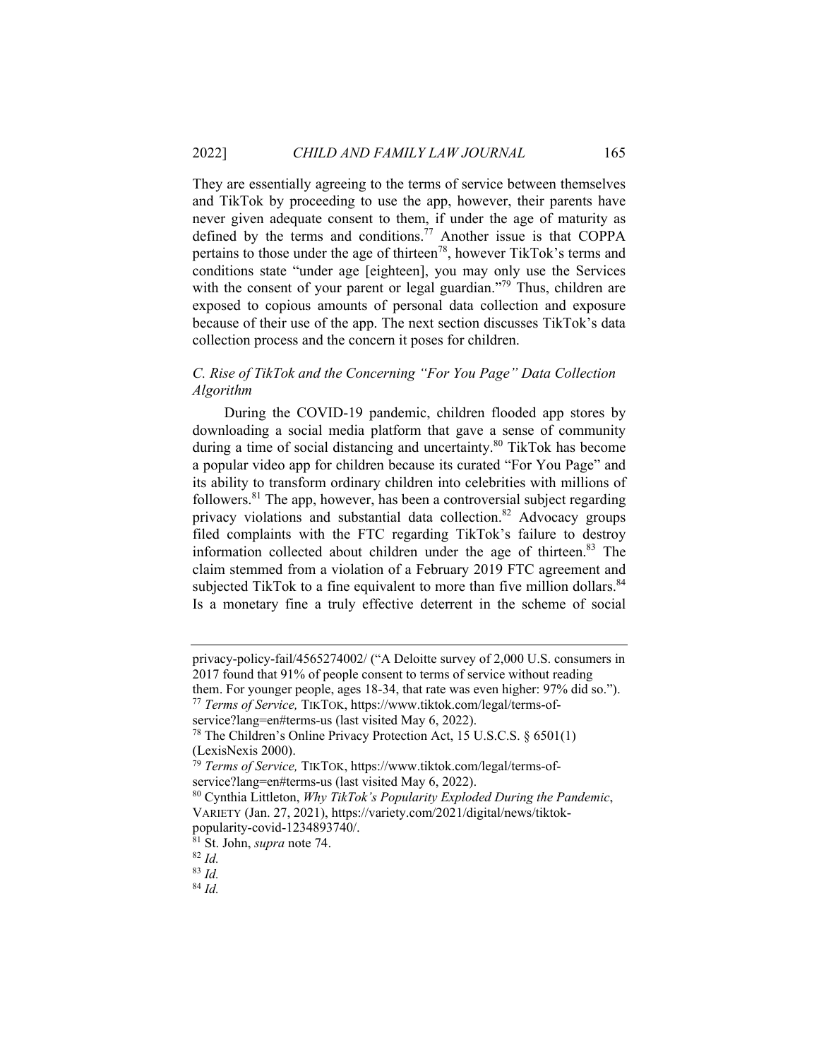They are essentially agreeing to the terms of service between themselves and TikTok by proceeding to use the app, however, their parents have never given adequate consent to them, if under the age of maturity as defined by the terms and conditions.[77] Another issue is that COPPA pertains to those under the age of thirteen[78], however TikTok's terms and conditions state "under age [eighteen], you may only use the Services with the consent of your parent or legal guardian."[79] Thus, children are exposed to copious amounts of personal data collection and exposure because of their use of the app. The next section discusses TikTok's data collection process and the concern it poses for children.

### *C. Rise of TikTok and the Concerning "For You Page" Data Collection Algorithm*

During the COVID-19 pandemic, children flooded app stores by downloading a social media platform that gave a sense of community during a time of social distancing and uncertainty.[80] TikTok has become a popular video app for children because its curated "For You Page" and its ability to transform ordinary children into celebrities with millions of followers.[81] The app, however, has been a controversial subject regarding privacy violations and substantial data collection.[82] Advocacy groups filed complaints with the FTC regarding TikTok's failure to destroy information collected about children under the age of thirteen.[83] The claim stemmed from a violation of a February 2019 FTC agreement and subjected TikTok to a fine equivalent to more than five million dollars.[84] Is a monetary fine a truly effective deterrent in the scheme of social

---

privacy-policy-fail/4565274002/ ("A Deloitte survey of 2,000 U.S. consumers in 2017 found that 91% of people consent to terms of service without reading them. For younger people, ages 18-34, that rate was even higher: 97% did so.").

[77] *Terms of Service,* TIKTOK, https://www.tiktok.com/legal/terms-of-service?lang=en#terms-us (last visited May 6, 2022).

[78] The Children's Online Privacy Protection Act, 15 U.S.C.S. § 6501(1) (LexisNexis 2000).

[79] *Terms of Service,* TIKTOK, https://www.tiktok.com/legal/terms-of-service?lang=en#terms-us (last visited May 6, 2022).

[80] Cynthia Littleton, *Why TikTok's Popularity Exploded During the Pandemic*, VARIETY (Jan. 27, 2021), https://variety.com/2021/digital/news/tiktok-popularity-covid-1234893740/.

[81] St. John, *supra* note 74.

[82] *Id.*

[83] *Id.*

[84] *Id.*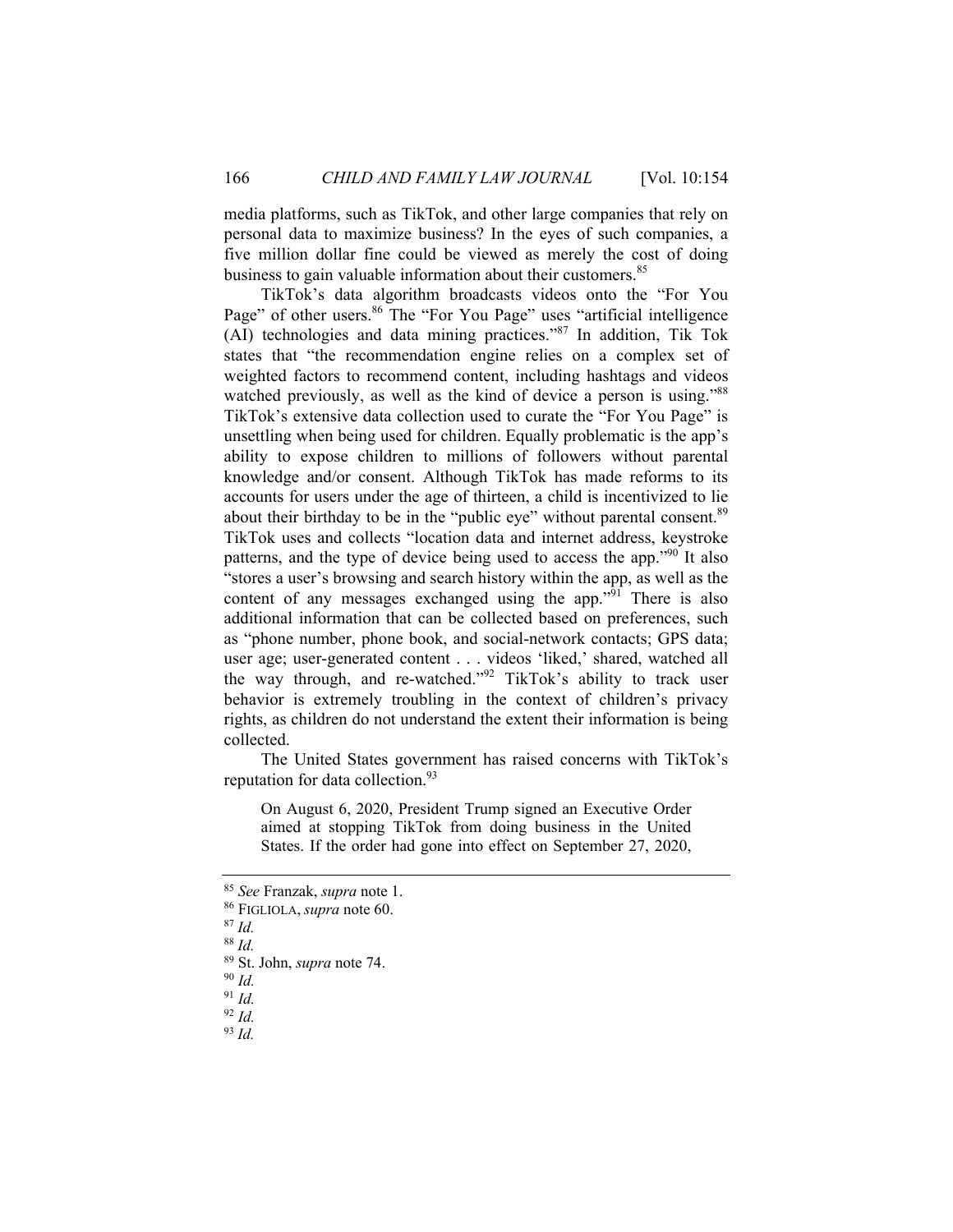media platforms, such as TikTok, and other large companies that rely on personal data to maximize business? In the eyes of such companies, a five million dollar fine could be viewed as merely the cost of doing business to gain valuable information about their customers.[85]

TikTok's data algorithm broadcasts videos onto the "For You Page" of other users.[86] The "For You Page" uses "artificial intelligence (AI) technologies and data mining practices."[87] In addition, Tik Tok states that "the recommendation engine relies on a complex set of weighted factors to recommend content, including hashtags and videos watched previously, as well as the kind of device a person is using."[88] TikTok's extensive data collection used to curate the "For You Page" is unsettling when being used for children. Equally problematic is the app's ability to expose children to millions of followers without parental knowledge and/or consent. Although TikTok has made reforms to its accounts for users under the age of thirteen, a child is incentivized to lie about their birthday to be in the "public eye" without parental consent.[89] TikTok uses and collects "location data and internet address, keystroke patterns, and the type of device being used to access the app."[90] It also "stores a user's browsing and search history within the app, as well as the content of any messages exchanged using the app."[91] There is also additional information that can be collected based on preferences, such as "phone number, phone book, and social-network contacts; GPS data; user age; user-generated content . . . videos 'liked,' shared, watched all the way through, and re-watched."[92] TikTok's ability to track user behavior is extremely troubling in the context of children's privacy rights, as children do not understand the extent their information is being collected.

The United States government has raised concerns with TikTok's reputation for data collection.[93]

> On August 6, 2020, President Trump signed an Executive Order aimed at stopping TikTok from doing business in the United States. If the order had gone into effect on September 27, 2020,

---

[85] *See* Franzak, *supra* note 1.
[86] FIGLIOLA, *supra* note 60.
[87] *Id.*
[88] *Id.*
[89] St. John, *supra* note 74.
[90] *Id.*
[91] *Id.*
[92] *Id.*
[93] *Id.*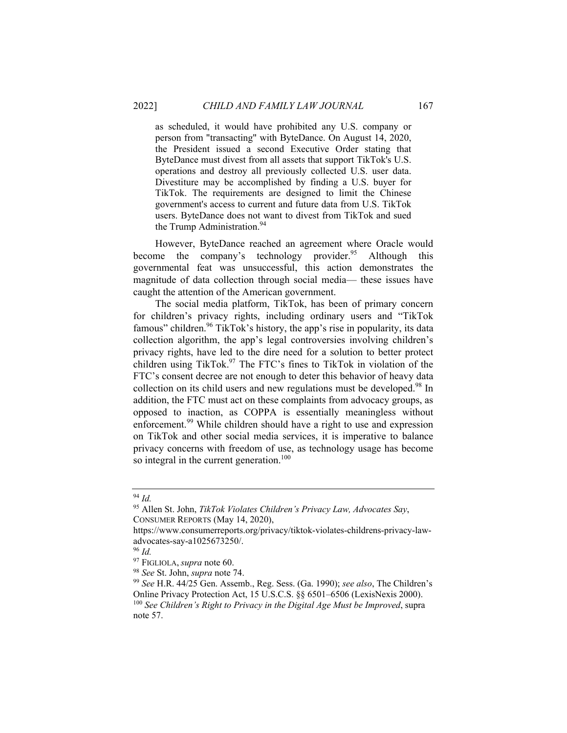> as scheduled, it would have prohibited any U.S. company or person from "transacting" with ByteDance. On August 14, 2020, the President issued a second Executive Order stating that ByteDance must divest from all assets that support TikTok's U.S. operations and destroy all previously collected U.S. user data. Divestiture may be accomplished by finding a U.S. buyer for TikTok. The requirements are designed to limit the Chinese government's access to current and future data from U.S. TikTok users. ByteDance does not want to divest from TikTok and sued the Trump Administration.[94]

However, ByteDance reached an agreement where Oracle would become the company's technology provider.[95] Although this governmental feat was unsuccessful, this action demonstrates the magnitude of data collection through social media— these issues have caught the attention of the American government.

The social media platform, TikTok, has been of primary concern for children's privacy rights, including ordinary users and "TikTok famous" children.[96] TikTok's history, the app's rise in popularity, its data collection algorithm, the app's legal controversies involving children's privacy rights, have led to the dire need for a solution to better protect children using TikTok.[97] The FTC's fines to TikTok in violation of the FTC's consent decree are not enough to deter this behavior of heavy data collection on its child users and new regulations must be developed.[98] In addition, the FTC must act on these complaints from advocacy groups, as opposed to inaction, as COPPA is essentially meaningless without enforcement.[99] While children should have a right to use and expression on TikTok and other social media services, it is imperative to balance privacy concerns with freedom of use, as technology usage has become so integral in the current generation.[100]

---

[94] *Id.*

[95] Allen St. John, *TikTok Violates Children's Privacy Law, Advocates Say*, CONSUMER REPORTS (May 14, 2020), https://www.consumerreports.org/privacy/tiktok-violates-childrens-privacy-law-advocates-say-a1025673250/.

[96] *Id.*

[97] FIGLIOLA, *supra* note 60.

[98] *See* St. John, *supra* note 74.

[99] *See* H.R. 44/25 Gen. Assemb., Reg. Sess. (Ga. 1990); *see also*, The Children's Online Privacy Protection Act, 15 U.S.C.S. §§ 6501–6506 (LexisNexis 2000).

[100] *See Children's Right to Privacy in the Digital Age Must be Improved*, supra note 57.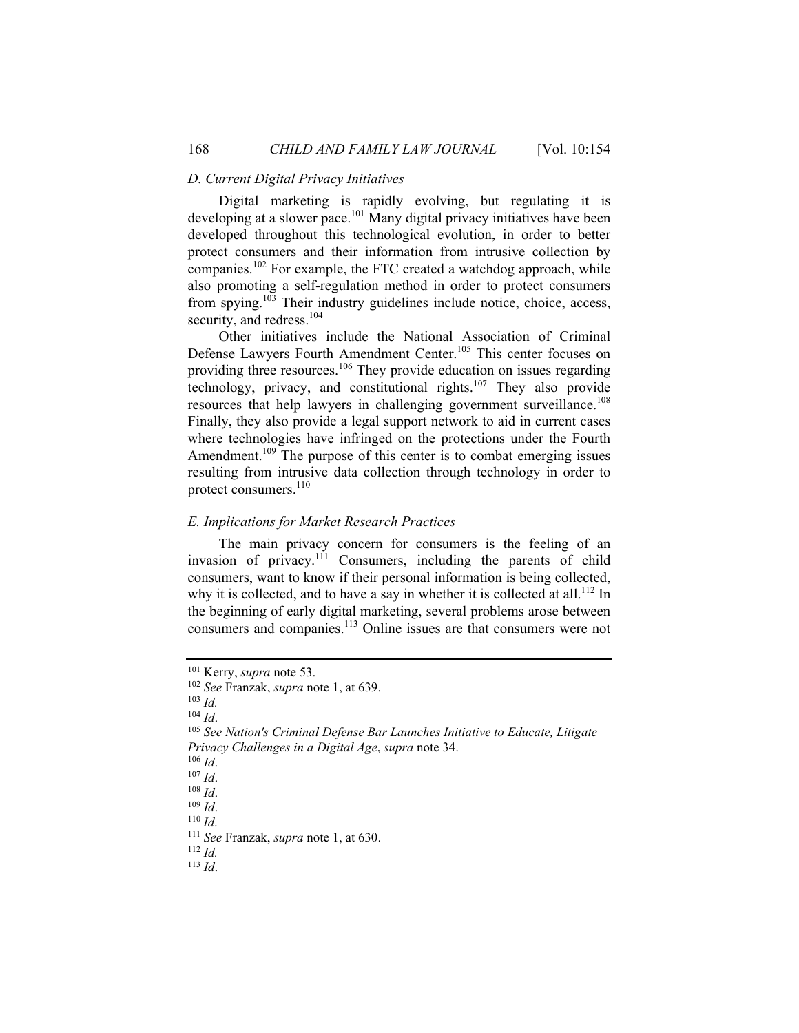### *D. Current Digital Privacy Initiatives*

Digital marketing is rapidly evolving, but regulating it is developing at a slower pace.[101] Many digital privacy initiatives have been developed throughout this technological evolution, in order to better protect consumers and their information from intrusive collection by companies.[102] For example, the FTC created a watchdog approach, while also promoting a self-regulation method in order to protect consumers from spying.[103] Their industry guidelines include notice, choice, access, security, and redress.[104]

Other initiatives include the National Association of Criminal Defense Lawyers Fourth Amendment Center.[105] This center focuses on providing three resources.[106] They provide education on issues regarding technology, privacy, and constitutional rights.[107] They also provide resources that help lawyers in challenging government surveillance.[108] Finally, they also provide a legal support network to aid in current cases where technologies have infringed on the protections under the Fourth Amendment.[109] The purpose of this center is to combat emerging issues resulting from intrusive data collection through technology in order to protect consumers.[110]

### *E. Implications for Market Research Practices*

The main privacy concern for consumers is the feeling of an invasion of privacy.[111] Consumers, including the parents of child consumers, want to know if their personal information is being collected, why it is collected, and to have a say in whether it is collected at all.[112] In the beginning of early digital marketing, several problems arose between consumers and companies.[113] Online issues are that consumers were not

---

[101] Kerry, *supra* note 53.
[102] *See* Franzak, *supra* note 1, at 639.
[103] *Id.*
[104] *Id*.
[105] *See Nation's Criminal Defense Bar Launches Initiative to Educate, Litigate Privacy Challenges in a Digital Age*, *supra* note 34.
[106] *Id*.
[107] *Id*.
[108] *Id*.
[109] *Id*.
[110] *Id*.
[111] *See* Franzak, *supra* note 1, at 630.
[112] *Id.*
[113] *Id*.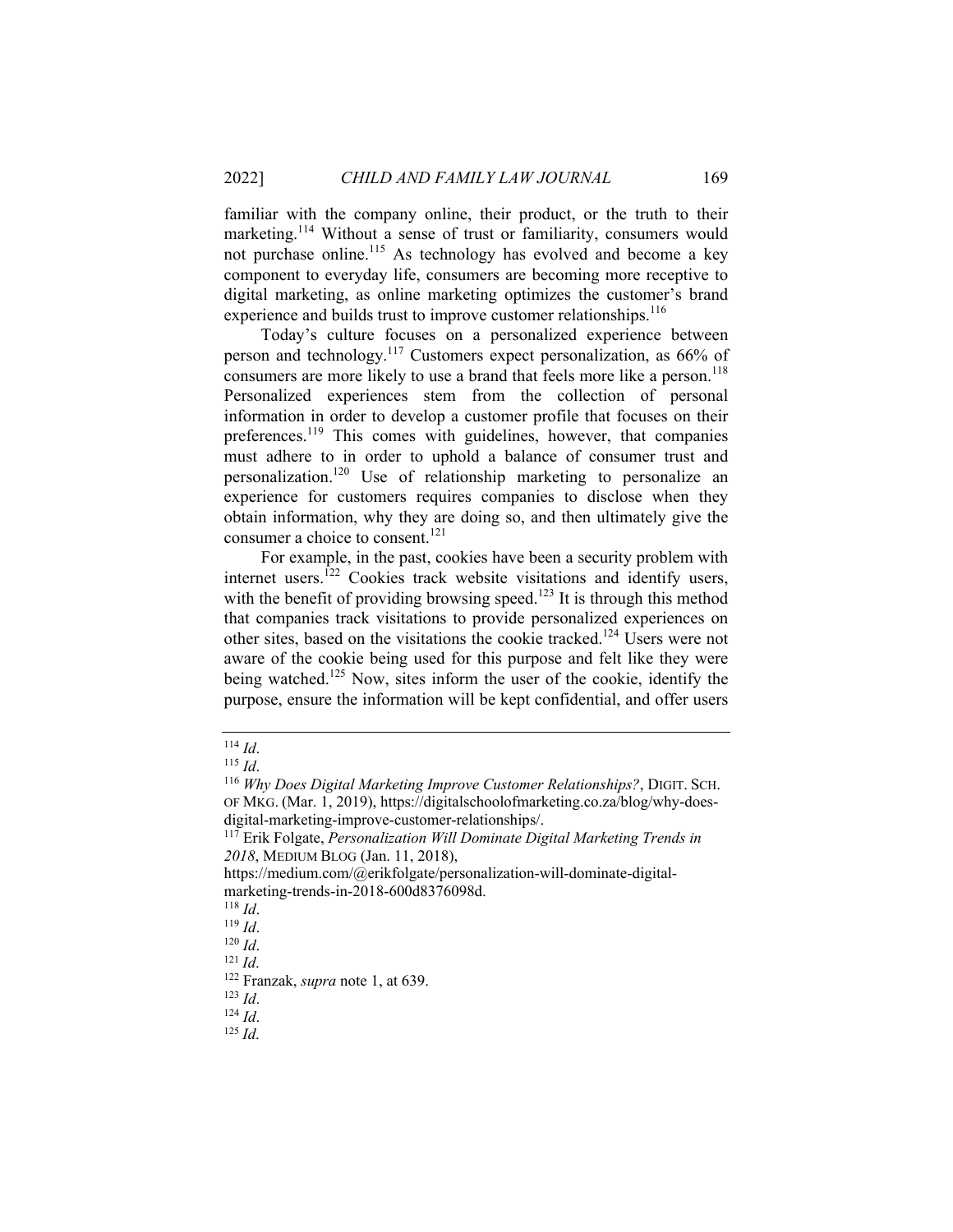familiar with the company online, their product, or the truth to their marketing.[114] Without a sense of trust or familiarity, consumers would not purchase online.[115] As technology has evolved and become a key component to everyday life, consumers are becoming more receptive to digital marketing, as online marketing optimizes the customer's brand experience and builds trust to improve customer relationships.[116]

Today's culture focuses on a personalized experience between person and technology.[117] Customers expect personalization, as 66% of consumers are more likely to use a brand that feels more like a person.[118] Personalized experiences stem from the collection of personal information in order to develop a customer profile that focuses on their preferences.[119] This comes with guidelines, however, that companies must adhere to in order to uphold a balance of consumer trust and personalization.[120] Use of relationship marketing to personalize an experience for customers requires companies to disclose when they obtain information, why they are doing so, and then ultimately give the consumer a choice to consent.[121]

For example, in the past, cookies have been a security problem with internet users.[122] Cookies track website visitations and identify users, with the benefit of providing browsing speed.[123] It is through this method that companies track visitations to provide personalized experiences on other sites, based on the visitations the cookie tracked.[124] Users were not aware of the cookie being used for this purpose and felt like they were being watched.[125] Now, sites inform the user of the cookie, identify the purpose, ensure the information will be kept confidential, and offer users

---

[114] *Id*.

[115] *Id*.

[116] *Why Does Digital Marketing Improve Customer Relationships?*, DIGIT. SCH. OF MKG. (Mar. 1, 2019), https://digitalschoolofmarketing.co.za/blog/why-does-digital-marketing-improve-customer-relationships/.

[117] Erik Folgate, *Personalization Will Dominate Digital Marketing Trends in 2018*, MEDIUM BLOG (Jan. 11, 2018), https://medium.com/@erikfolgate/personalization-will-dominate-digital-marketing-trends-in-2018-600d8376098d.

[118] *Id*.

[119] *Id*.

[120] *Id*.

[121] *Id*.

[122] Franzak, *supra* note 1, at 639.

[123] *Id*.

[124] *Id*.

[125] *Id*.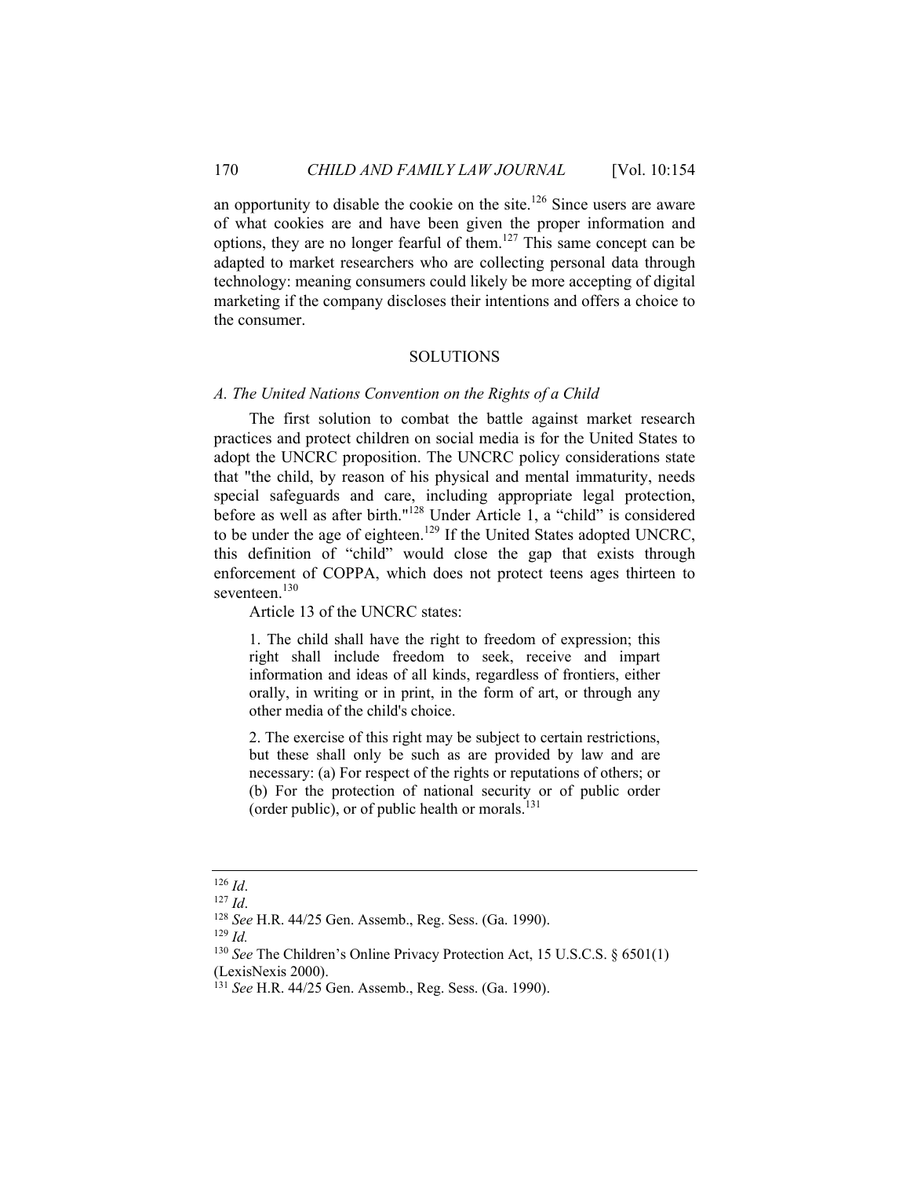an opportunity to disable the cookie on the site.[126] Since users are aware of what cookies are and have been given the proper information and options, they are no longer fearful of them.[127] This same concept can be adapted to market researchers who are collecting personal data through technology: meaning consumers could likely be more accepting of digital marketing if the company discloses their intentions and offers a choice to the consumer.

## SOLUTIONS

### *A. The United Nations Convention on the Rights of a Child*

The first solution to combat the battle against market research practices and protect children on social media is for the United States to adopt the UNCRC proposition. The UNCRC policy considerations state that "the child, by reason of his physical and mental immaturity, needs special safeguards and care, including appropriate legal protection, before as well as after birth."[128] Under Article 1, a "child" is considered to be under the age of eighteen.[129] If the United States adopted UNCRC, this definition of "child" would close the gap that exists through enforcement of COPPA, which does not protect teens ages thirteen to seventeen.[130]

Article 13 of the UNCRC states:

> 1. The child shall have the right to freedom of expression; this right shall include freedom to seek, receive and impart information and ideas of all kinds, regardless of frontiers, either orally, in writing or in print, in the form of art, or through any other media of the child's choice.
>
> 2. The exercise of this right may be subject to certain restrictions, but these shall only be such as are provided by law and are necessary: (a) For respect of the rights or reputations of others; or (b) For the protection of national security or of public order (order public), or of public health or morals.[131]

---

[126] *Id*.
[127] *Id*.
[128] *See* H.R. 44/25 Gen. Assemb., Reg. Sess. (Ga. 1990).
[129] *Id.*
[130] *See* The Children's Online Privacy Protection Act, 15 U.S.C.S. § 6501(1) (LexisNexis 2000).
[131] *See* H.R. 44/25 Gen. Assemb., Reg. Sess. (Ga. 1990).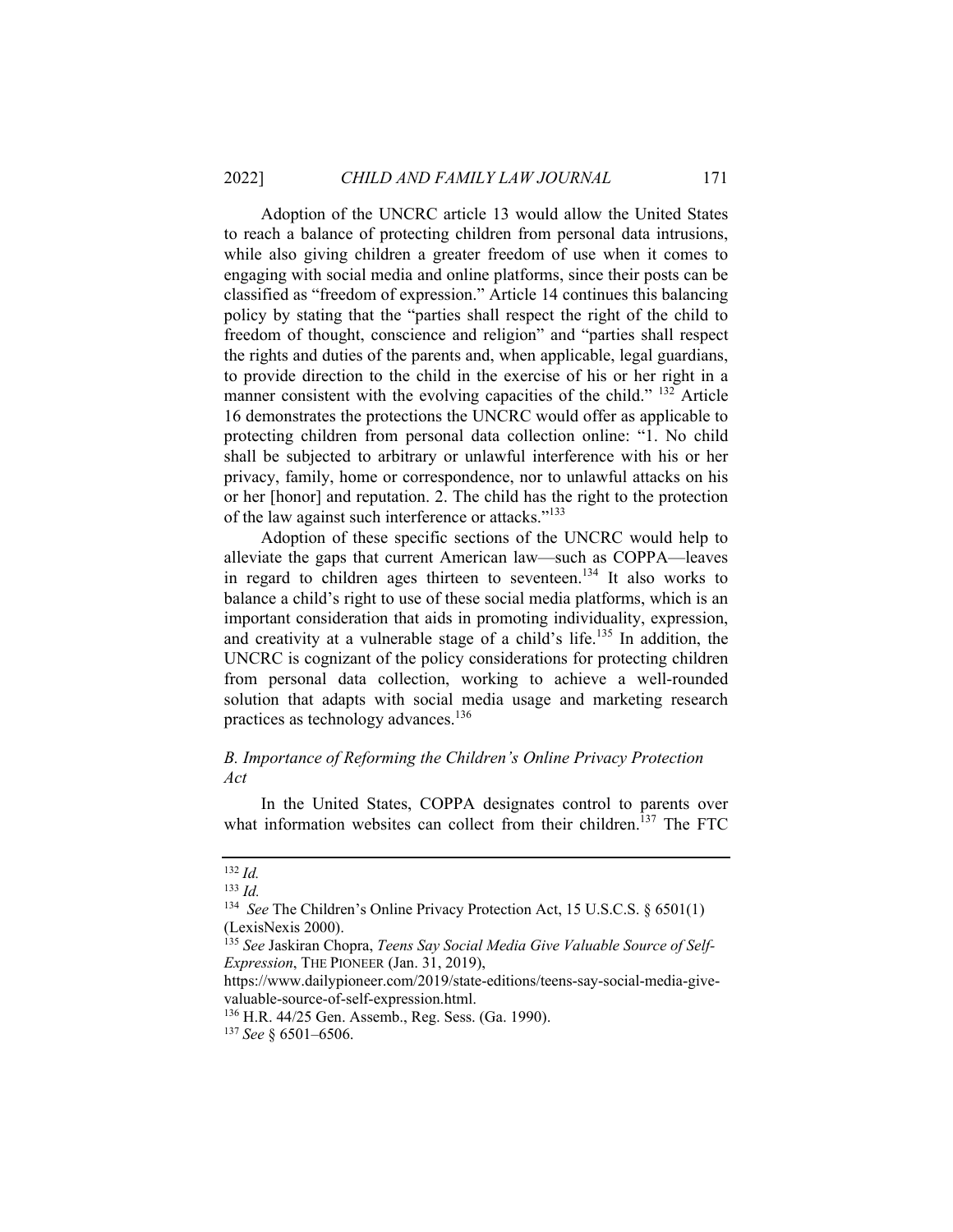Adoption of the UNCRC article 13 would allow the United States to reach a balance of protecting children from personal data intrusions, while also giving children a greater freedom of use when it comes to engaging with social media and online platforms, since their posts can be classified as "freedom of expression." Article 14 continues this balancing policy by stating that the "parties shall respect the right of the child to freedom of thought, conscience and religion" and "parties shall respect the rights and duties of the parents and, when applicable, legal guardians, to provide direction to the child in the exercise of his or her right in a manner consistent with the evolving capacities of the child." [132] Article 16 demonstrates the protections the UNCRC would offer as applicable to protecting children from personal data collection online: "1. No child shall be subjected to arbitrary or unlawful interference with his or her privacy, family, home or correspondence, nor to unlawful attacks on his or her [honor] and reputation. 2. The child has the right to the protection of the law against such interference or attacks."[133]

Adoption of these specific sections of the UNCRC would help to alleviate the gaps that current American law—such as COPPA—leaves in regard to children ages thirteen to seventeen.[134] It also works to balance a child's right to use of these social media platforms, which is an important consideration that aids in promoting individuality, expression, and creativity at a vulnerable stage of a child's life.[135] In addition, the UNCRC is cognizant of the policy considerations for protecting children from personal data collection, working to achieve a well-rounded solution that adapts with social media usage and marketing research practices as technology advances.[136]

### *B. Importance of Reforming the Children's Online Privacy Protection Act*

In the United States, COPPA designates control to parents over what information websites can collect from their children.[137] The FTC

---

[132] *Id.*

[133] *Id.*

[134] *See* The Children's Online Privacy Protection Act, 15 U.S.C.S. § 6501(1) (LexisNexis 2000).

[135] *See* Jaskiran Chopra, *Teens Say Social Media Give Valuable Source of Self-Expression*, THE PIONEER (Jan. 31, 2019), https://www.dailypioneer.com/2019/state-editions/teens-say-social-media-give-valuable-source-of-self-expression.html.

[136] H.R. 44/25 Gen. Assemb., Reg. Sess. (Ga. 1990).

[137] *See* § 6501–6506.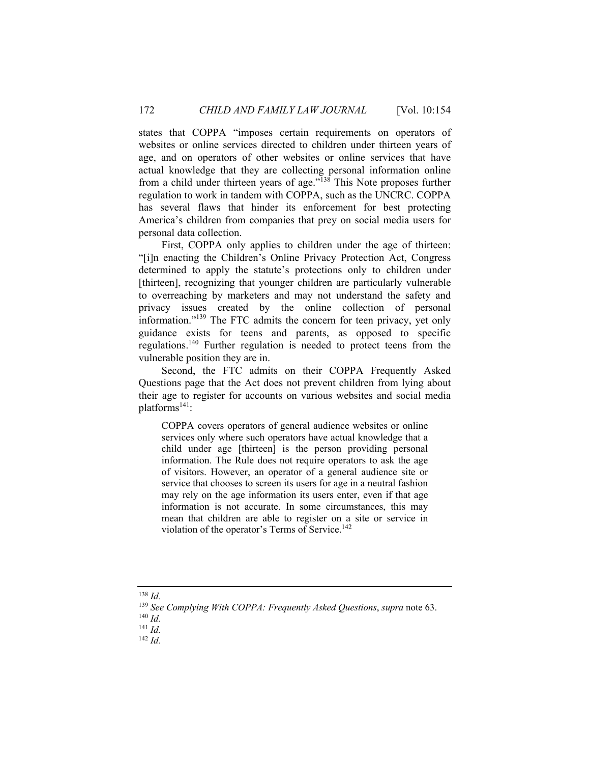states that COPPA "imposes certain requirements on operators of websites or online services directed to children under thirteen years of age, and on operators of other websites or online services that have actual knowledge that they are collecting personal information online from a child under thirteen years of age."[138] This Note proposes further regulation to work in tandem with COPPA, such as the UNCRC. COPPA has several flaws that hinder its enforcement for best protecting America's children from companies that prey on social media users for personal data collection.

First, COPPA only applies to children under the age of thirteen: "[i]n enacting the Children's Online Privacy Protection Act, Congress determined to apply the statute's protections only to children under [thirteen], recognizing that younger children are particularly vulnerable to overreaching by marketers and may not understand the safety and privacy issues created by the online collection of personal information."[139] The FTC admits the concern for teen privacy, yet only guidance exists for teens and parents, as opposed to specific regulations.[140] Further regulation is needed to protect teens from the vulnerable position they are in.

Second, the FTC admits on their COPPA Frequently Asked Questions page that the Act does not prevent children from lying about their age to register for accounts on various websites and social media platforms[141]:

> COPPA covers operators of general audience websites or online services only where such operators have actual knowledge that a child under age [thirteen] is the person providing personal information. The Rule does not require operators to ask the age of visitors. However, an operator of a general audience site or service that chooses to screen its users for age in a neutral fashion may rely on the age information its users enter, even if that age information is not accurate. In some circumstances, this may mean that children are able to register on a site or service in violation of the operator's Terms of Service.[142]

---

[138] *Id.*

[139] *See Complying With COPPA: Frequently Asked Questions*, *supra* note 63.

[140] *Id.*

[141] *Id.*

[142] *Id.*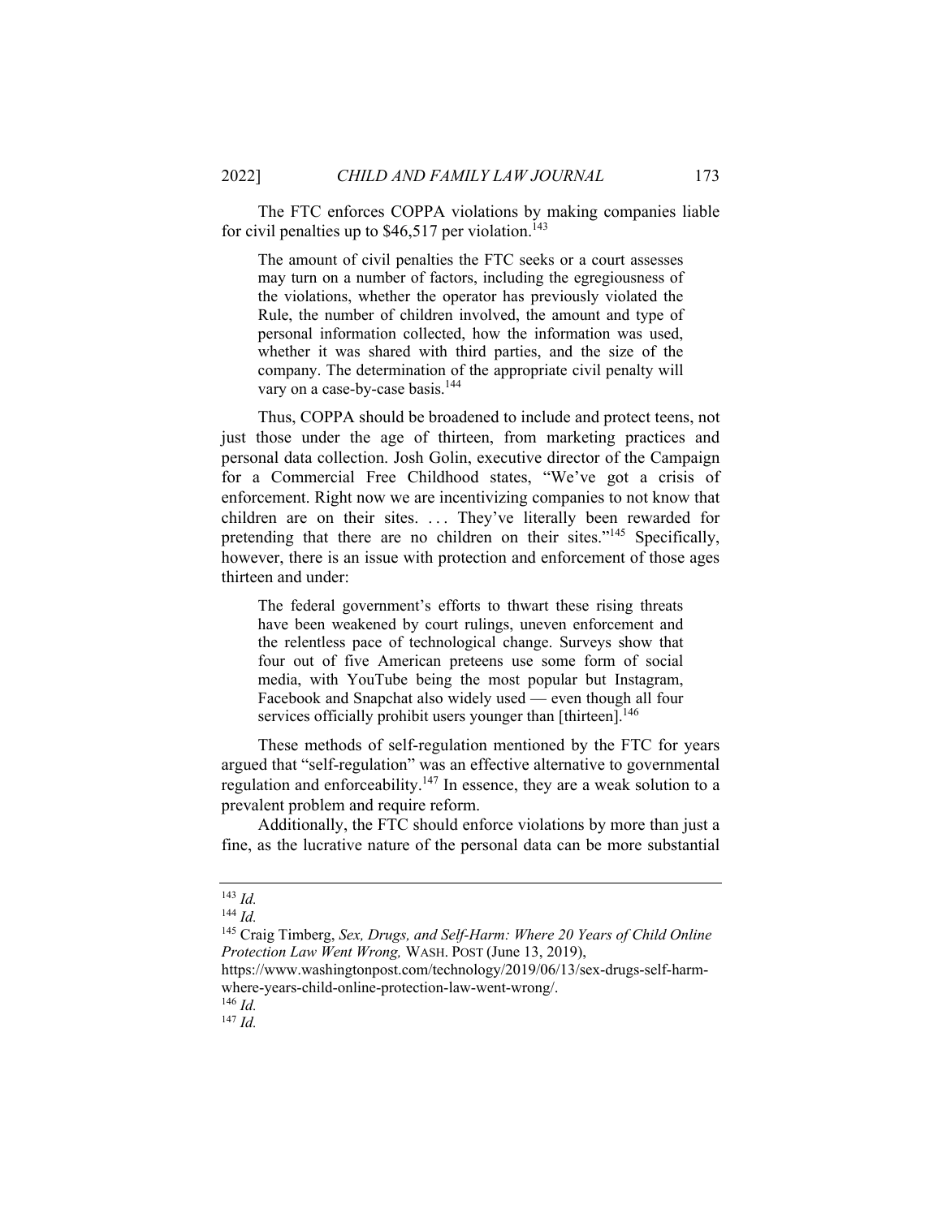The FTC enforces COPPA violations by making companies liable for civil penalties up to $46,517 per violation.[143]

> The amount of civil penalties the FTC seeks or a court assesses may turn on a number of factors, including the egregiousness of the violations, whether the operator has previously violated the Rule, the number of children involved, the amount and type of personal information collected, how the information was used, whether it was shared with third parties, and the size of the company. The determination of the appropriate civil penalty will vary on a case-by-case basis.[144]

Thus, COPPA should be broadened to include and protect teens, not just those under the age of thirteen, from marketing practices and personal data collection. Josh Golin, executive director of the Campaign for a Commercial Free Childhood states, "We've got a crisis of enforcement. Right now we are incentivizing companies to not know that children are on their sites. . . . They've literally been rewarded for pretending that there are no children on their sites."[145] Specifically, however, there is an issue with protection and enforcement of those ages thirteen and under:

> The federal government's efforts to thwart these rising threats have been weakened by court rulings, uneven enforcement and the relentless pace of technological change. Surveys show that four out of five American preteens use some form of social media, with YouTube being the most popular but Instagram, Facebook and Snapchat also widely used — even though all four services officially prohibit users younger than [thirteen].[146]

These methods of self-regulation mentioned by the FTC for years argued that "self-regulation" was an effective alternative to governmental regulation and enforceability.[147] In essence, they are a weak solution to a prevalent problem and require reform.

Additionally, the FTC should enforce violations by more than just a fine, as the lucrative nature of the personal data can be more substantial

---

[143] *Id.*

[144] *Id.*

[145] Craig Timberg, *Sex, Drugs, and Self-Harm: Where 20 Years of Child Online Protection Law Went Wrong,* WASH. POST (June 13, 2019), https://www.washingtonpost.com/technology/2019/06/13/sex-drugs-self-harm-where-years-child-online-protection-law-went-wrong/.

[146] *Id.*

[147] *Id.*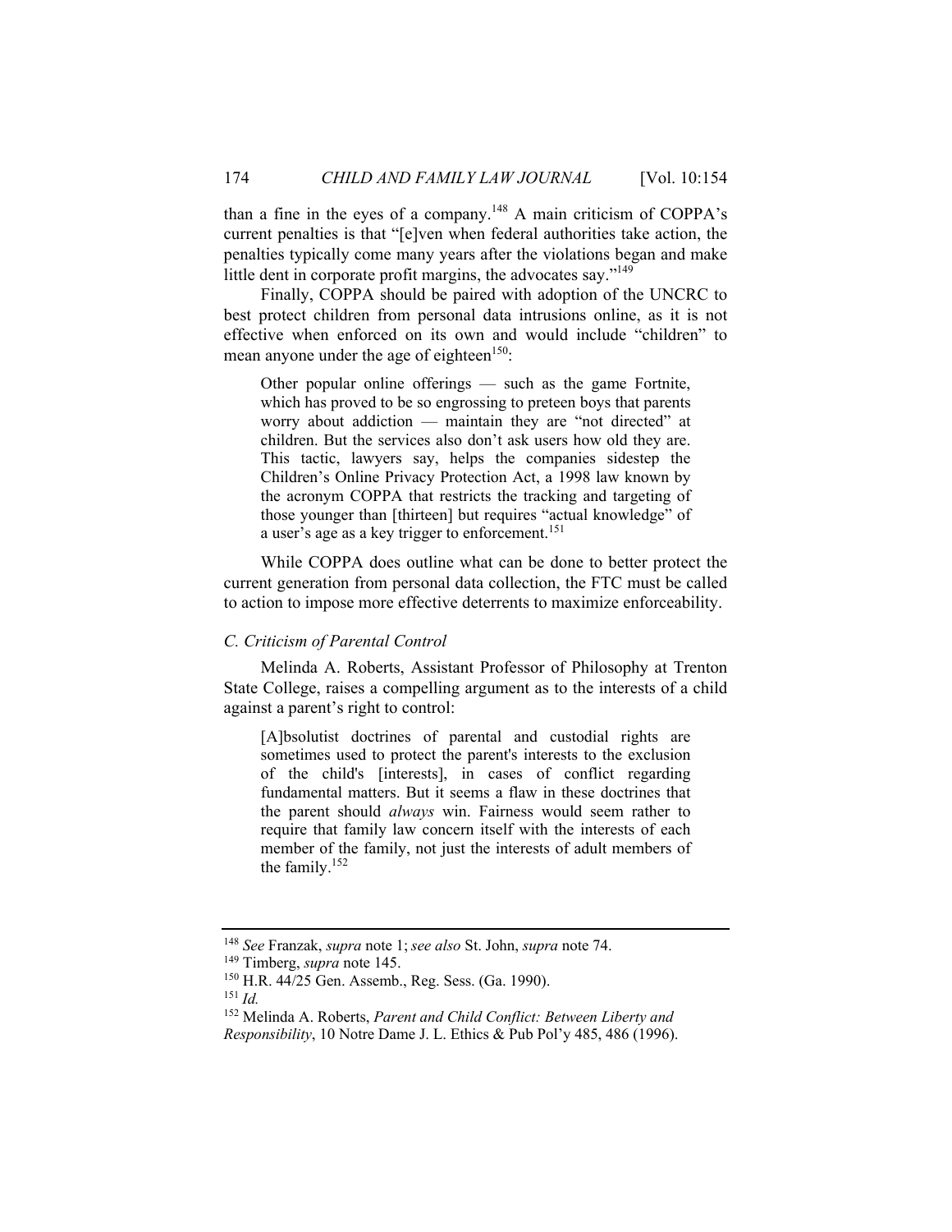than a fine in the eyes of a company.[148] A main criticism of COPPA's current penalties is that "[e]ven when federal authorities take action, the penalties typically come many years after the violations began and make little dent in corporate profit margins, the advocates say."[149]

Finally, COPPA should be paired with adoption of the UNCRC to best protect children from personal data intrusions online, as it is not effective when enforced on its own and would include "children" to mean anyone under the age of eighteen[150]:

> Other popular online offerings — such as the game Fortnite, which has proved to be so engrossing to preteen boys that parents worry about addiction — maintain they are "not directed" at children. But the services also don't ask users how old they are. This tactic, lawyers say, helps the companies sidestep the Children's Online Privacy Protection Act, a 1998 law known by the acronym COPPA that restricts the tracking and targeting of those younger than [thirteen] but requires "actual knowledge" of a user's age as a key trigger to enforcement.[151]

While COPPA does outline what can be done to better protect the current generation from personal data collection, the FTC must be called to action to impose more effective deterrents to maximize enforceability.

### *C. Criticism of Parental Control*

Melinda A. Roberts, Assistant Professor of Philosophy at Trenton State College, raises a compelling argument as to the interests of a child against a parent's right to control:

> [A]bsolutist doctrines of parental and custodial rights are sometimes used to protect the parent's interests to the exclusion of the child's [interests], in cases of conflict regarding fundamental matters. But it seems a flaw in these doctrines that the parent should *always* win. Fairness would seem rather to require that family law concern itself with the interests of each member of the family, not just the interests of adult members of the family.[152]

---

[148] *See* Franzak, *supra* note 1; *see also* St. John, *supra* note 74.

[149] Timberg, *supra* note 145.

[150] H.R. 44/25 Gen. Assemb., Reg. Sess. (Ga. 1990).

[151] *Id.*

[152] Melinda A. Roberts, *Parent and Child Conflict: Between Liberty and Responsibility*, 10 Notre Dame J. L. Ethics & Pub Pol'y 485, 486 (1996).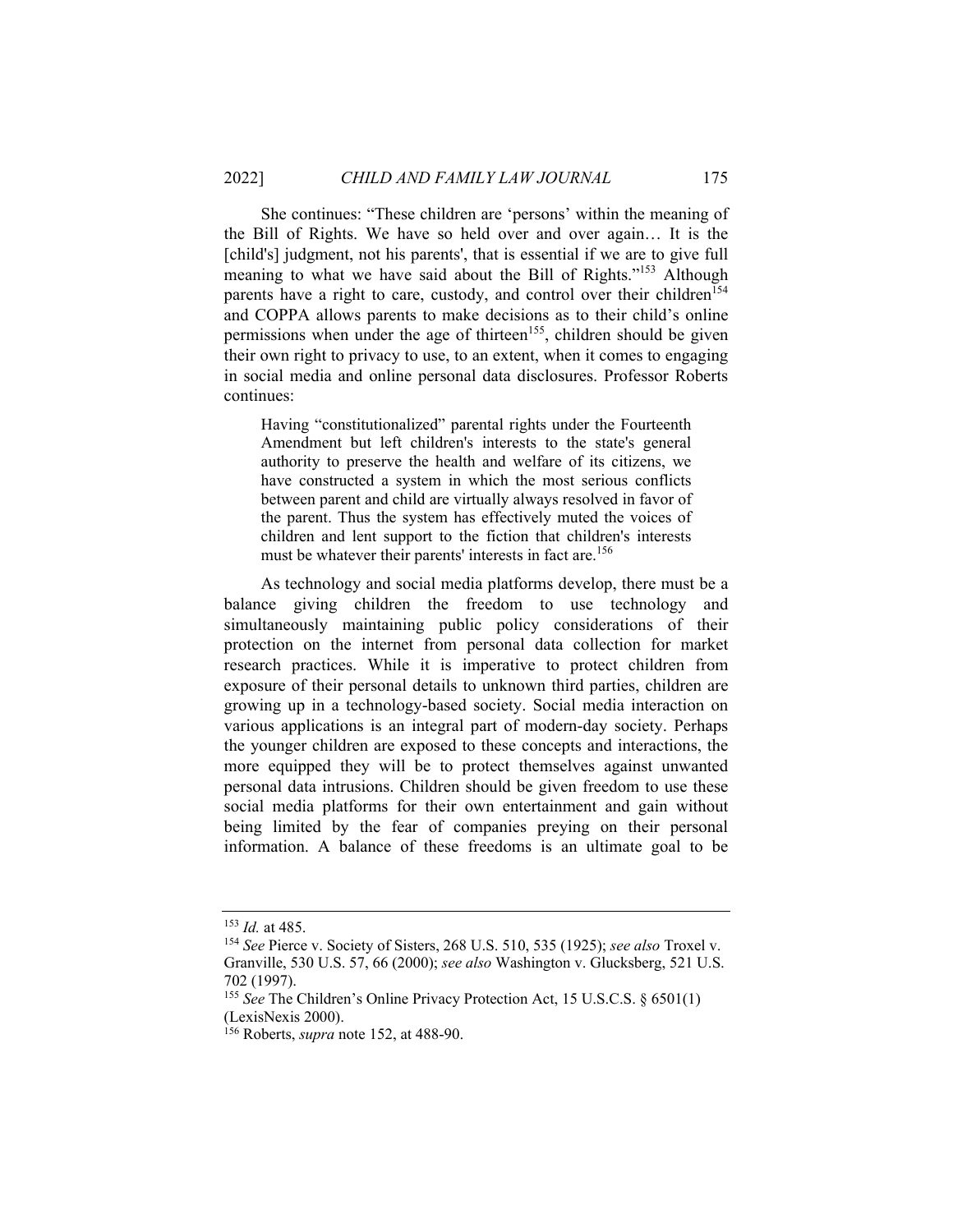She continues: "These children are 'persons' within the meaning of the Bill of Rights. We have so held over and over again… It is the [child's] judgment, not his parents', that is essential if we are to give full meaning to what we have said about the Bill of Rights."[153] Although parents have a right to care, custody, and control over their children[154] and COPPA allows parents to make decisions as to their child's online permissions when under the age of thirteen[155], children should be given their own right to privacy to use, to an extent, when it comes to engaging in social media and online personal data disclosures. Professor Roberts continues:

> Having "constitutionalized" parental rights under the Fourteenth Amendment but left children's interests to the state's general authority to preserve the health and welfare of its citizens, we have constructed a system in which the most serious conflicts between parent and child are virtually always resolved in favor of the parent. Thus the system has effectively muted the voices of children and lent support to the fiction that children's interests must be whatever their parents' interests in fact are.[156]

As technology and social media platforms develop, there must be a balance giving children the freedom to use technology and simultaneously maintaining public policy considerations of their protection on the internet from personal data collection for market research practices. While it is imperative to protect children from exposure of their personal details to unknown third parties, children are growing up in a technology-based society. Social media interaction on various applications is an integral part of modern-day society. Perhaps the younger children are exposed to these concepts and interactions, the more equipped they will be to protect themselves against unwanted personal data intrusions. Children should be given freedom to use these social media platforms for their own entertainment and gain without being limited by the fear of companies preying on their personal information. A balance of these freedoms is an ultimate goal to be

---

[153] *Id.* at 485.

[154] *See* Pierce v. Society of Sisters, 268 U.S. 510, 535 (1925); *see also* Troxel v. Granville, 530 U.S. 57, 66 (2000); *see also* Washington v. Glucksberg, 521 U.S. 702 (1997).

[155] *See* The Children's Online Privacy Protection Act, 15 U.S.C.S. § 6501(1) (LexisNexis 2000).

[156] Roberts, *supra* note 152, at 488-90.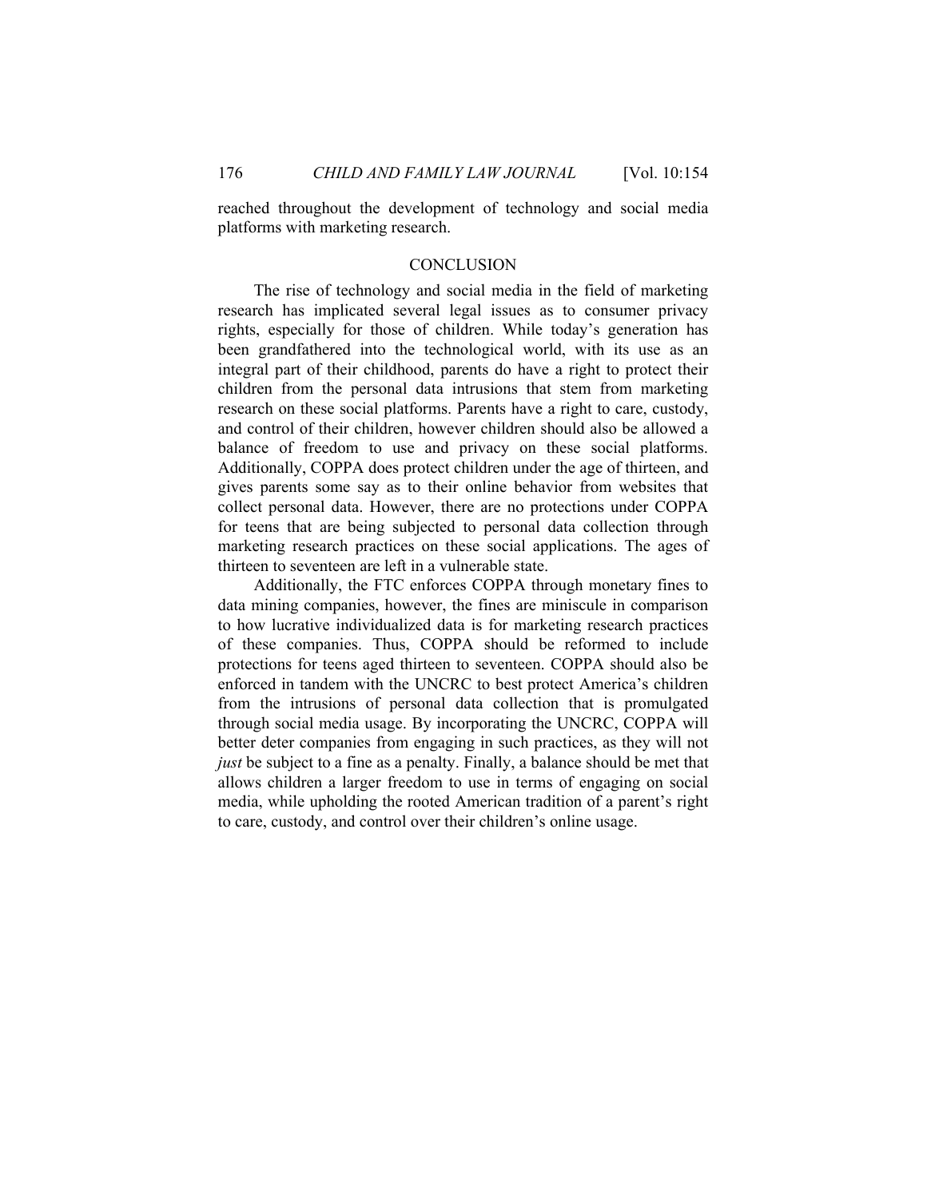reached throughout the development of technology and social media platforms with marketing research.

## CONCLUSION

The rise of technology and social media in the field of marketing research has implicated several legal issues as to consumer privacy rights, especially for those of children. While today's generation has been grandfathered into the technological world, with its use as an integral part of their childhood, parents do have a right to protect their children from the personal data intrusions that stem from marketing research on these social platforms. Parents have a right to care, custody, and control of their children, however children should also be allowed a balance of freedom to use and privacy on these social platforms. Additionally, COPPA does protect children under the age of thirteen, and gives parents some say as to their online behavior from websites that collect personal data. However, there are no protections under COPPA for teens that are being subjected to personal data collection through marketing research practices on these social applications. The ages of thirteen to seventeen are left in a vulnerable state.

Additionally, the FTC enforces COPPA through monetary fines to data mining companies, however, the fines are miniscule in comparison to how lucrative individualized data is for marketing research practices of these companies. Thus, COPPA should be reformed to include protections for teens aged thirteen to seventeen. COPPA should also be enforced in tandem with the UNCRC to best protect America's children from the intrusions of personal data collection that is promulgated through social media usage. By incorporating the UNCRC, COPPA will better deter companies from engaging in such practices, as they will not *just* be subject to a fine as a penalty. Finally, a balance should be met that allows children a larger freedom to use in terms of engaging on social media, while upholding the rooted American tradition of a parent's right to care, custody, and control over their children's online usage.